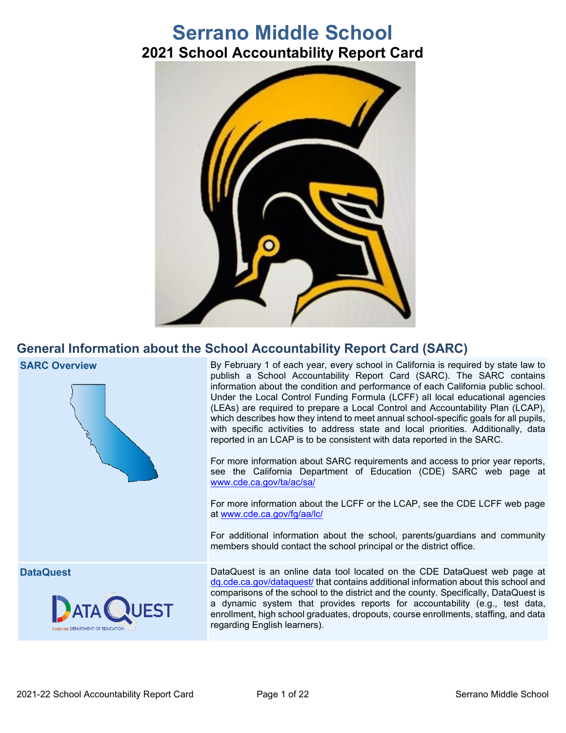# Serrano Middle School

## 2021 School Accountability Report Card

## General Information about the School Accountability Report Card (SARC)

| | |
|---|---|
| **SARC Overview** | By February 1 of each year, every school in California is required by state law to publish a School Accountability Report Card (SARC). The SARC contains information about the condition and performance of each California public school. Under the Local Control Funding Formula (LCFF) all local educational agencies (LEAs) are required to prepare a Local Control and Accountability Plan (LCAP), which describes how they intend to meet annual school-specific goals for all pupils, with specific activities to address state and local priorities. Additionally, data reported in an LCAP is to be consistent with data reported in the SARC.<br><br>For more information about SARC requirements and access to prior year reports, see the California Department of Education (CDE) SARC web page at www.cde.ca.gov/ta/ac/sa/<br><br>For more information about the LCFF or the LCAP, see the CDE LCFF web page at www.cde.ca.gov/fg/aa/lc/<br><br>For additional information about the school, parents/guardians and community members should contact the school principal or the district office. |
| **DataQuest** | DataQuest is an online data tool located on the CDE DataQuest web page at dq.cde.ca.gov/dataquest/ that contains additional information about this school and comparisons of the school to the district and the county. Specifically, DataQuest is a dynamic system that provides reports for accountability (e.g., test data, enrollment, high school graduates, dropouts, course enrollments, staffing, and data regarding English learners). |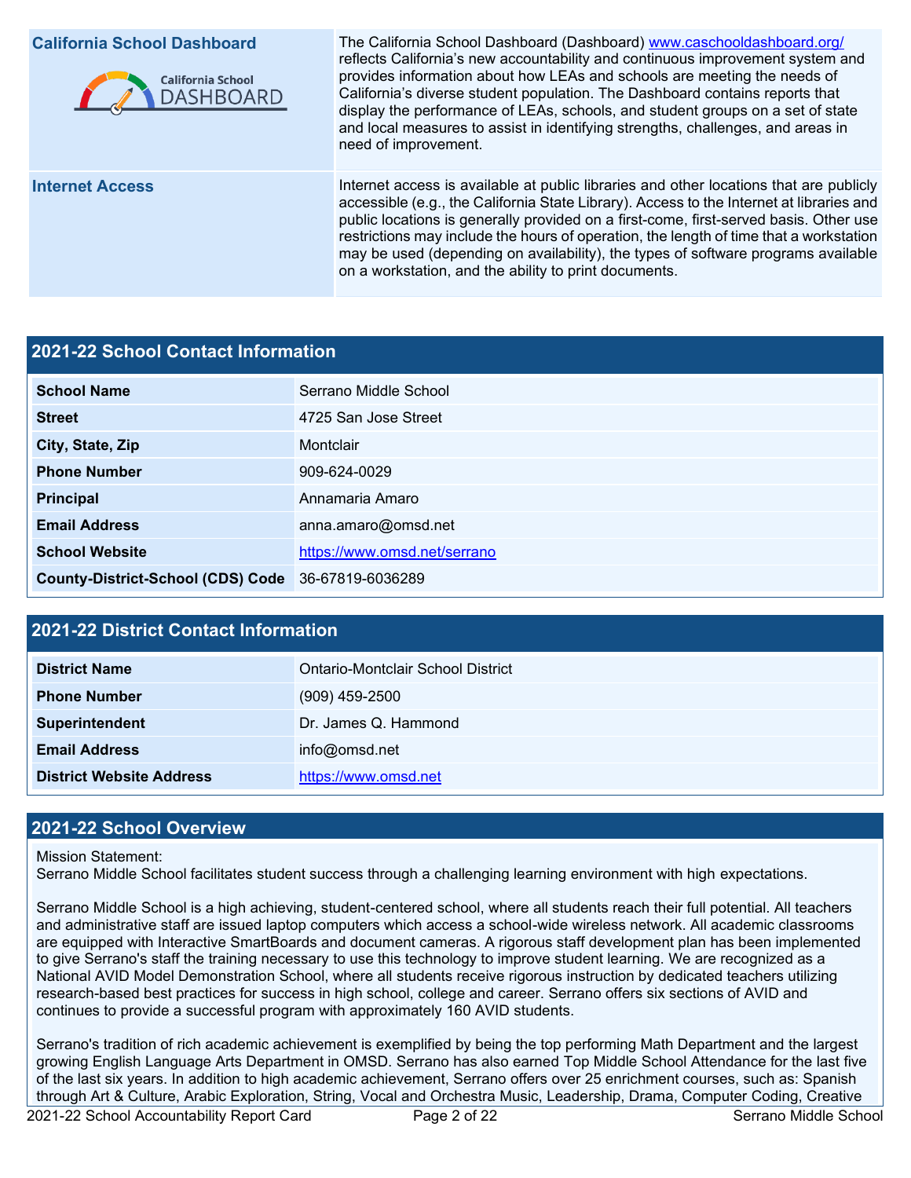| California School Dashboard | The California School Dashboard (Dashboard) www.caschooldashboard.org/ reflects California's new accountability and continuous improvement system and provides information about how LEAs and schools are meeting the needs of California's diverse student population. The Dashboard contains reports that display the performance of LEAs, schools, and student groups on a set of state and local measures to assist in identifying strengths, challenges, and areas in need of improvement. |
|---|---|
| Internet Access | Internet access is available at public libraries and other locations that are publicly accessible (e.g., the California State Library). Access to the Internet at libraries and public locations is generally provided on a first-come, first-served basis. Other use restrictions may include the hours of operation, the length of time that a workstation may be used (depending on availability), the types of software programs available on a workstation, and the ability to print documents. |

## 2021-22 School Contact Information

| 2021-22 School Contact Information | |
|---|---|
| School Name | Serrano Middle School |
| Street | 4725 San Jose Street |
| City, State, Zip | Montclair |
| Phone Number | 909-624-0029 |
| Principal | Annamaria Amaro |
| Email Address | anna.amaro@omsd.net |
| School Website | https://www.omsd.net/serrano |
| County-District-School (CDS) Code | 36-67819-6036289 |

## 2021-22 District Contact Information

| 2021-22 District Contact Information | |
|---|---|
| District Name | Ontario-Montclair School District |
| Phone Number | (909) 459-2500 |
| Superintendent | Dr. James Q. Hammond |
| Email Address | info@omsd.net |
| District Website Address | https://www.omsd.net |

## 2021-22 School Overview

Mission Statement:
Serrano Middle School facilitates student success through a challenging learning environment with high expectations.

Serrano Middle School is a high achieving, student-centered school, where all students reach their full potential. All teachers and administrative staff are issued laptop computers which access a school-wide wireless network. All academic classrooms are equipped with Interactive SmartBoards and document cameras. A rigorous staff development plan has been implemented to give Serrano's staff the training necessary to use this technology to improve student learning. We are recognized as a National AVID Model Demonstration School, where all students receive rigorous instruction by dedicated teachers utilizing research-based best practices for success in high school, college and career. Serrano offers six sections of AVID and continues to provide a successful program with approximately 160 AVID students.

Serrano's tradition of rich academic achievement is exemplified by being the top performing Math Department and the largest growing English Language Arts Department in OMSD. Serrano has also earned Top Middle School Attendance for the last five of the last six years. In addition to high academic achievement, Serrano offers over 25 enrichment courses, such as: Spanish through Art & Culture, Arabic Exploration, String, Vocal and Orchestra Music, Leadership, Drama, Computer Coding, Creative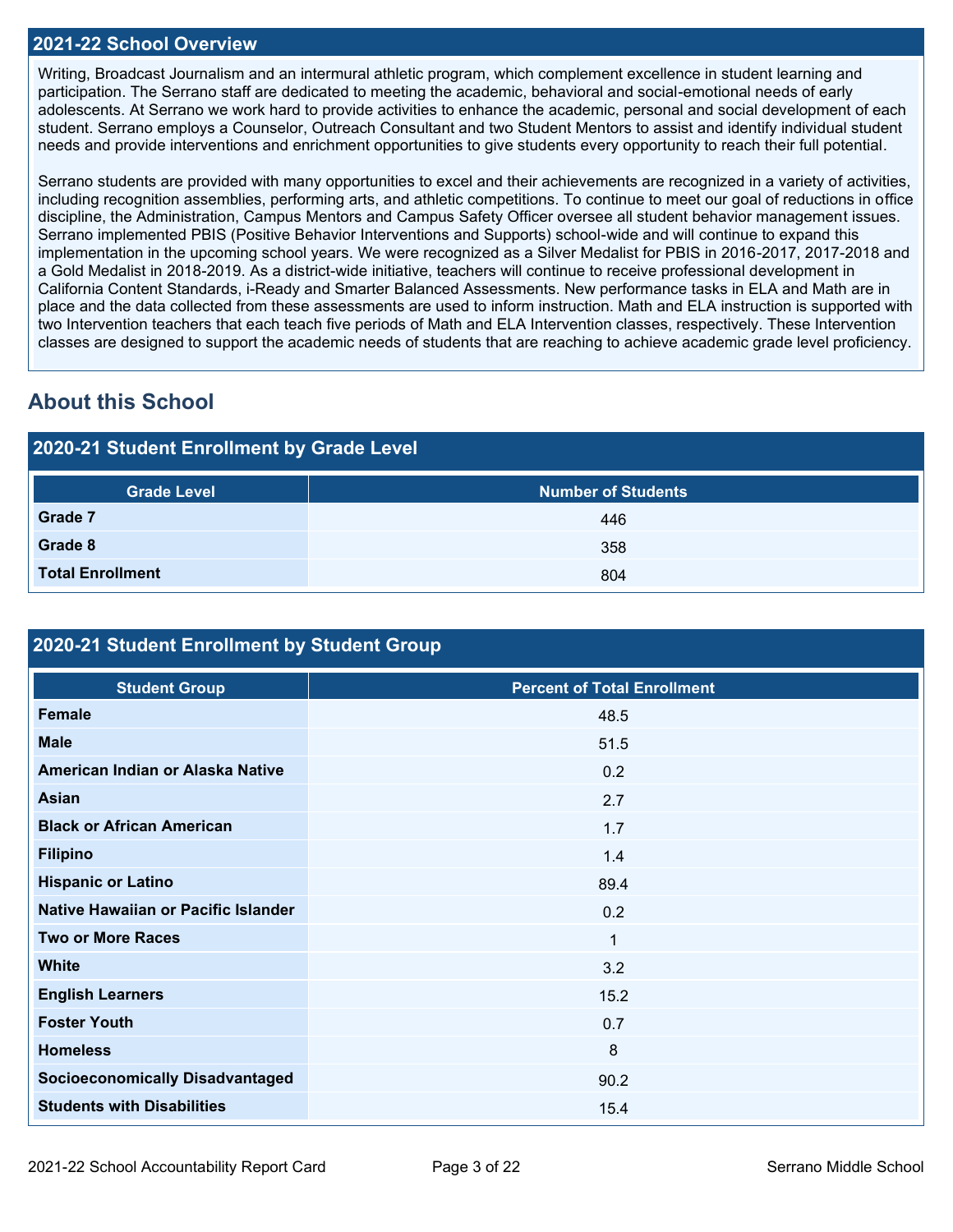## 2021-22 School Overview

Writing, Broadcast Journalism and an intermural athletic program, which complement excellence in student learning and participation. The Serrano staff are dedicated to meeting the academic, behavioral and social-emotional needs of early adolescents. At Serrano we work hard to provide activities to enhance the academic, personal and social development of each student. Serrano employs a Counselor, Outreach Consultant and two Student Mentors to assist and identify individual student needs and provide interventions and enrichment opportunities to give students every opportunity to reach their full potential.

Serrano students are provided with many opportunities to excel and their achievements are recognized in a variety of activities, including recognition assemblies, performing arts, and athletic competitions. To continue to meet our goal of reductions in office discipline, the Administration, Campus Mentors and Campus Safety Officer oversee all student behavior management issues. Serrano implemented PBIS (Positive Behavior Interventions and Supports) school-wide and will continue to expand this implementation in the upcoming school years. We were recognized as a Silver Medalist for PBIS in 2016-2017, 2017-2018 and a Gold Medalist in 2018-2019. As a district-wide initiative, teachers will continue to receive professional development in California Content Standards, i-Ready and Smarter Balanced Assessments. New performance tasks in ELA and Math are in place and the data collected from these assessments are used to inform instruction. Math and ELA instruction is supported with two Intervention teachers that each teach five periods of Math and ELA Intervention classes, respectively. These Intervention classes are designed to support the academic needs of students that are reaching to achieve academic grade level proficiency.

# About this School

## 2020-21 Student Enrollment by Grade Level

| Grade Level | Number of Students |
|---|---|
| **Grade 7** | 446 |
| **Grade 8** | 358 |
| **Total Enrollment** | 804 |

## 2020-21 Student Enrollment by Student Group

| Student Group | Percent of Total Enrollment |
|---|---|
| **Female** | 48.5 |
| **Male** | 51.5 |
| **American Indian or Alaska Native** | 0.2 |
| **Asian** | 2.7 |
| **Black or African American** | 1.7 |
| **Filipino** | 1.4 |
| **Hispanic or Latino** | 89.4 |
| **Native Hawaiian or Pacific Islander** | 0.2 |
| **Two or More Races** | 1 |
| **White** | 3.2 |
| **English Learners** | 15.2 |
| **Foster Youth** | 0.7 |
| **Homeless** | 8 |
| **Socioeconomically Disadvantaged** | 90.2 |
| **Students with Disabilities** | 15.4 |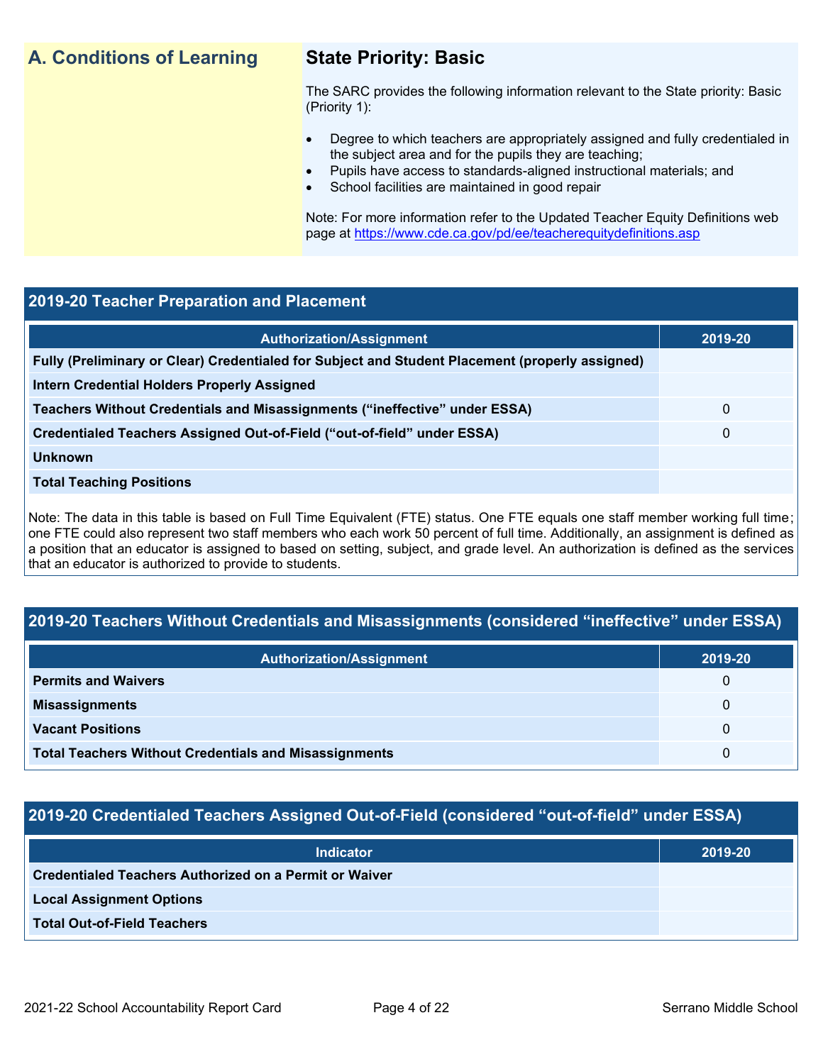## A. Conditions of Learning

### State Priority: Basic

The SARC provides the following information relevant to the State priority: Basic (Priority 1):

- Degree to which teachers are appropriately assigned and fully credentialed in the subject area and for the pupils they are teaching;
- Pupils have access to standards-aligned instructional materials; and
- School facilities are maintained in good repair

Note: For more information refer to the Updated Teacher Equity Definitions web page at https://www.cde.ca.gov/pd/ee/teacherequitydefinitions.asp

### 2019-20 Teacher Preparation and Placement

| Authorization/Assignment | 2019-20 |
|---|---|
| Fully (Preliminary or Clear) Credentialed for Subject and Student Placement (properly assigned) | |
| Intern Credential Holders Properly Assigned | |
| Teachers Without Credentials and Misassignments ("ineffective" under ESSA) | 0 |
| Credentialed Teachers Assigned Out-of-Field ("out-of-field" under ESSA) | 0 |
| Unknown | |
| Total Teaching Positions | |

Note: The data in this table is based on Full Time Equivalent (FTE) status. One FTE equals one staff member working full time; one FTE could also represent two staff members who each work 50 percent of full time. Additionally, an assignment is defined as a position that an educator is assigned to based on setting, subject, and grade level. An authorization is defined as the services that an educator is authorized to provide to students.

### 2019-20 Teachers Without Credentials and Misassignments (considered "ineffective" under ESSA)

| Authorization/Assignment | 2019-20 |
|---|---|
| Permits and Waivers | 0 |
| Misassignments | 0 |
| Vacant Positions | 0 |
| Total Teachers Without Credentials and Misassignments | 0 |

### 2019-20 Credentialed Teachers Assigned Out-of-Field (considered "out-of-field" under ESSA)

| Indicator | 2019-20 |
|---|---|
| Credentialed Teachers Authorized on a Permit or Waiver | |
| Local Assignment Options | |
| Total Out-of-Field Teachers | |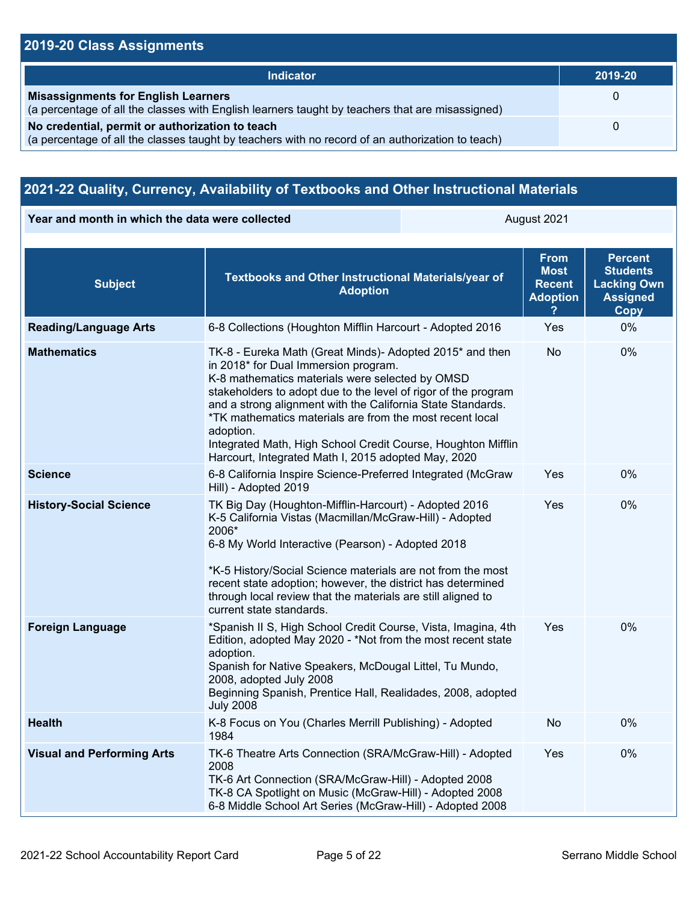## 2019-20 Class Assignments

| Indicator | 2019-20 |
|---|---|
| **Misassignments for English Learners** (a percentage of all the classes with English learners taught by teachers that are misassigned) | 0 |
| **No credential, permit or authorization to teach** (a percentage of all the classes taught by teachers with no record of an authorization to teach) | 0 |

## 2021-22 Quality, Currency, Availability of Textbooks and Other Instructional Materials

| Year and month in which the data were collected | August 2021 |
|---|---|

| Subject | Textbooks and Other Instructional Materials/year of Adoption | From Most Recent Adoption ? | Percent Students Lacking Own Assigned Copy |
|---|---|---|---|
| **Reading/Language Arts** | 6-8 Collections (Houghton Mifflin Harcourt - Adopted 2016 | Yes | 0% |
| **Mathematics** | TK-8 - Eureka Math (Great Minds)- Adopted 2015* and then in 2018* for Dual Immersion program. K-8 mathematics materials were selected by OMSD stakeholders to adopt due to the level of rigor of the program and a strong alignment with the California State Standards. *TK mathematics materials are from the most recent local adoption. Integrated Math, High School Credit Course, Houghton Mifflin Harcourt, Integrated Math I, 2015 adopted May, 2020 | No | 0% |
| **Science** | 6-8 California Inspire Science-Preferred Integrated (McGraw Hill) - Adopted 2019 | Yes | 0% |
| **History-Social Science** | TK Big Day (Houghton-Mifflin-Harcourt) - Adopted 2016 K-5 California Vistas (Macmillan/McGraw-Hill) - Adopted 2006* 6-8 My World Interactive (Pearson) - Adopted 2018 *K-5 History/Social Science materials are not from the most recent state adoption; however, the district has determined through local review that the materials are still aligned to current state standards. | Yes | 0% |
| **Foreign Language** | *Spanish II S, High School Credit Course, Vista, Imagina, 4th Edition, adopted May 2020 - *Not from the most recent state adoption. Spanish for Native Speakers, McDougal Littel, Tu Mundo, 2008, adopted July 2008 Beginning Spanish, Prentice Hall, Realidades, 2008, adopted July 2008 | Yes | 0% |
| **Health** | K-8 Focus on You (Charles Merrill Publishing) - Adopted 1984 | No | 0% |
| **Visual and Performing Arts** | TK-6 Theatre Arts Connection (SRA/McGraw-Hill) - Adopted 2008 TK-6 Art Connection (SRA/McGraw-Hill) - Adopted 2008 TK-8 CA Spotlight on Music (McGraw-Hill) - Adopted 2008 6-8 Middle School Art Series (McGraw-Hill) - Adopted 2008 | Yes | 0% |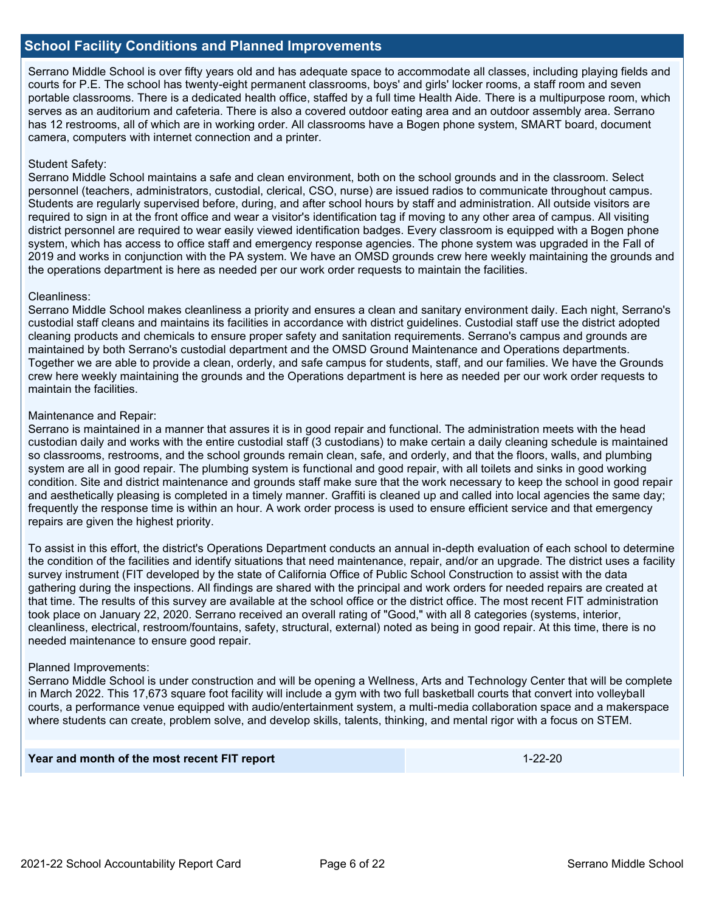## School Facility Conditions and Planned Improvements

Serrano Middle School is over fifty years old and has adequate space to accommodate all classes, including playing fields and courts for P.E. The school has twenty-eight permanent classrooms, boys' and girls' locker rooms, a staff room and seven portable classrooms. There is a dedicated health office, staffed by a full time Health Aide. There is a multipurpose room, which serves as an auditorium and cafeteria. There is also a covered outdoor eating area and an outdoor assembly area. Serrano has 12 restrooms, all of which are in working order. All classrooms have a Bogen phone system, SMART board, document camera, computers with internet connection and a printer.

Student Safety:
Serrano Middle School maintains a safe and clean environment, both on the school grounds and in the classroom. Select personnel (teachers, administrators, custodial, clerical, CSO, nurse) are issued radios to communicate throughout campus. Students are regularly supervised before, during, and after school hours by staff and administration. All outside visitors are required to sign in at the front office and wear a visitor's identification tag if moving to any other area of campus. All visiting district personnel are required to wear easily viewed identification badges. Every classroom is equipped with a Bogen phone system, which has access to office staff and emergency response agencies. The phone system was upgraded in the Fall of 2019 and works in conjunction with the PA system. We have an OMSD grounds crew here weekly maintaining the grounds and the operations department is here as needed per our work order requests to maintain the facilities.

Cleanliness:
Serrano Middle School makes cleanliness a priority and ensures a clean and sanitary environment daily. Each night, Serrano's custodial staff cleans and maintains its facilities in accordance with district guidelines. Custodial staff use the district adopted cleaning products and chemicals to ensure proper safety and sanitation requirements. Serrano's campus and grounds are maintained by both Serrano's custodial department and the OMSD Ground Maintenance and Operations departments. Together we are able to provide a clean, orderly, and safe campus for students, staff, and our families. We have the Grounds crew here weekly maintaining the grounds and the Operations department is here as needed per our work order requests to maintain the facilities.

Maintenance and Repair:
Serrano is maintained in a manner that assures it is in good repair and functional. The administration meets with the head custodian daily and works with the entire custodial staff (3 custodians) to make certain a daily cleaning schedule is maintained so classrooms, restrooms, and the school grounds remain clean, safe, and orderly, and that the floors, walls, and plumbing system are all in good repair. The plumbing system is functional and good repair, with all toilets and sinks in good working condition. Site and district maintenance and grounds staff make sure that the work necessary to keep the school in good repair and aesthetically pleasing is completed in a timely manner. Graffiti is cleaned up and called into local agencies the same day; frequently the response time is within an hour. A work order process is used to ensure efficient service and that emergency repairs are given the highest priority.

To assist in this effort, the district's Operations Department conducts an annual in-depth evaluation of each school to determine the condition of the facilities and identify situations that need maintenance, repair, and/or an upgrade. The district uses a facility survey instrument (FIT developed by the state of California Office of Public School Construction to assist with the data gathering during the inspections. All findings are shared with the principal and work orders for needed repairs are created at that time. The results of this survey are available at the school office or the district office. The most recent FIT administration took place on January 22, 2020. Serrano received an overall rating of "Good," with all 8 categories (systems, interior, cleanliness, electrical, restroom/fountains, safety, structural, external) noted as being in good repair. At this time, there is no needed maintenance to ensure good repair.

Planned Improvements:
Serrano Middle School is under construction and will be opening a Wellness, Arts and Technology Center that will be complete in March 2022. This 17,673 square foot facility will include a gym with two full basketball courts that convert into volleyball courts, a performance venue equipped with audio/entertainment system, a multi-media collaboration space and a makerspace where students can create, problem solve, and develop skills, talents, thinking, and mental rigor with a focus on STEM.

| Year and month of the most recent FIT report | 1-22-20 |
|---|---|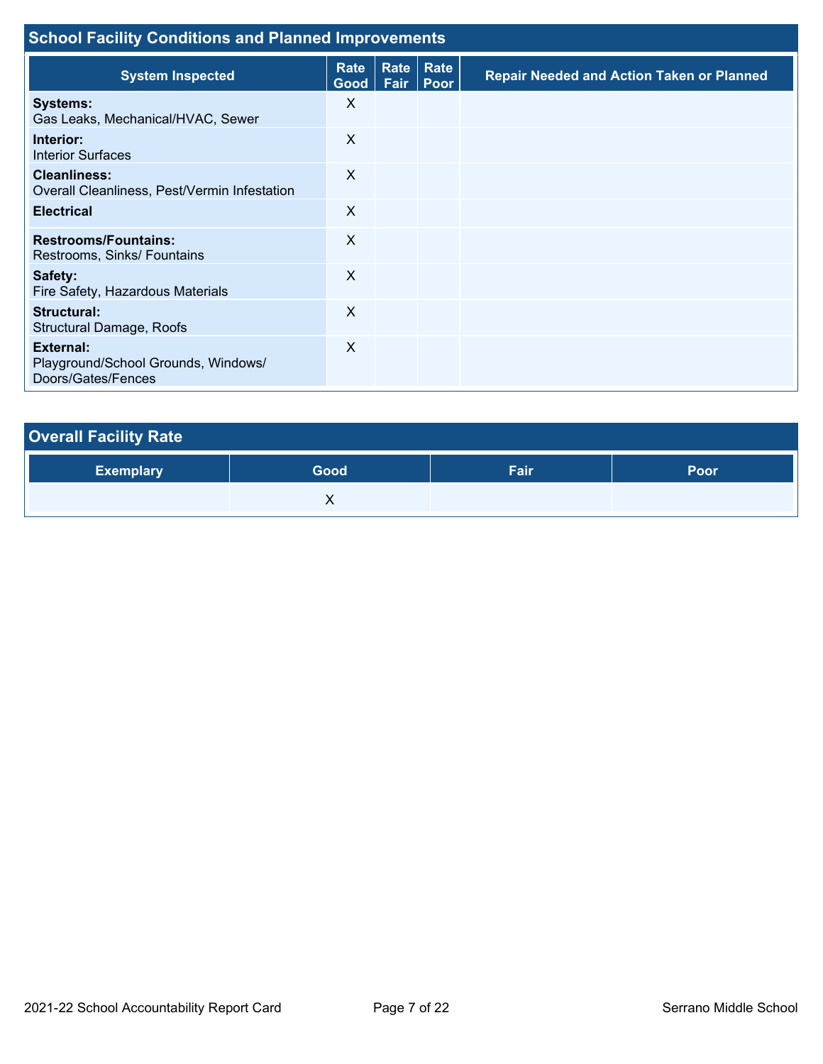## School Facility Conditions and Planned Improvements

| System Inspected | Rate Good | Rate Fair | Rate Poor | Repair Needed and Action Taken or Planned |
|---|---|---|---|---|
| **Systems:** Gas Leaks, Mechanical/HVAC, Sewer | X | | | |
| **Interior:** Interior Surfaces | X | | | |
| **Cleanliness:** Overall Cleanliness, Pest/Vermin Infestation | X | | | |
| **Electrical** | X | | | |
| **Restrooms/Fountains:** Restrooms, Sinks/ Fountains | X | | | |
| **Safety:** Fire Safety, Hazardous Materials | X | | | |
| **Structural:** Structural Damage, Roofs | X | | | |
| **External:** Playground/School Grounds, Windows/ Doors/Gates/Fences | X | | | |

## Overall Facility Rate

| Exemplary | Good | Fair | Poor |
|---|---|---|---|
| | X | | |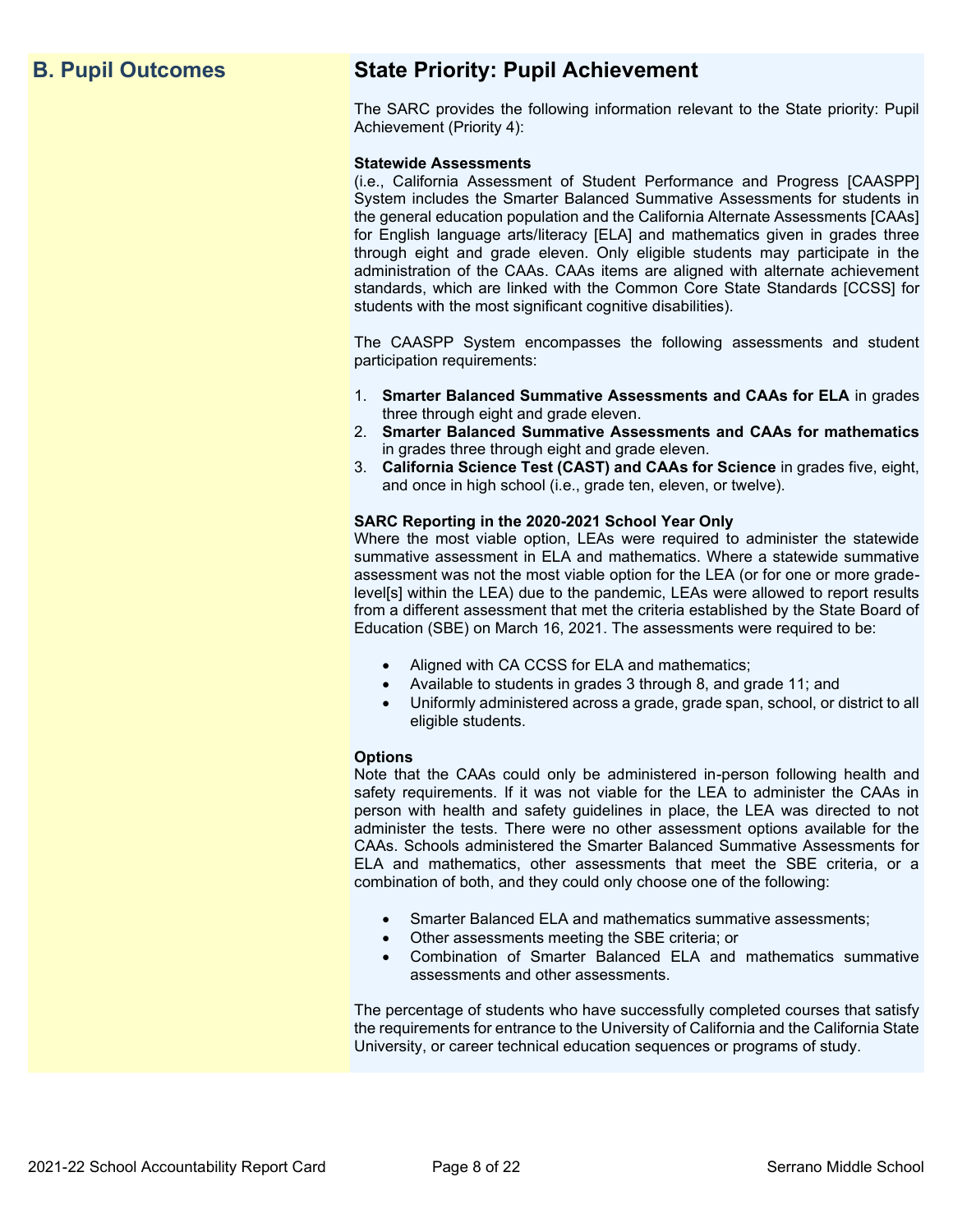## B. Pupil Outcomes

## State Priority: Pupil Achievement

The SARC provides the following information relevant to the State priority: Pupil Achievement (Priority 4):

**Statewide Assessments**
(i.e., California Assessment of Student Performance and Progress [CAASPP] System includes the Smarter Balanced Summative Assessments for students in the general education population and the California Alternate Assessments [CAAs] for English language arts/literacy [ELA] and mathematics given in grades three through eight and grade eleven. Only eligible students may participate in the administration of the CAAs. CAAs items are aligned with alternate achievement standards, which are linked with the Common Core State Standards [CCSS] for students with the most significant cognitive disabilities).

The CAASPP System encompasses the following assessments and student participation requirements:

1. **Smarter Balanced Summative Assessments and CAAs for ELA** in grades three through eight and grade eleven.
2. **Smarter Balanced Summative Assessments and CAAs for mathematics** in grades three through eight and grade eleven.
3. **California Science Test (CAST) and CAAs for Science** in grades five, eight, and once in high school (i.e., grade ten, eleven, or twelve).

**SARC Reporting in the 2020-2021 School Year Only**
Where the most viable option, LEAs were required to administer the statewide summative assessment in ELA and mathematics. Where a statewide summative assessment was not the most viable option for the LEA (or for one or more grade-level[s] within the LEA) due to the pandemic, LEAs were allowed to report results from a different assessment that met the criteria established by the State Board of Education (SBE) on March 16, 2021. The assessments were required to be:

- Aligned with CA CCSS for ELA and mathematics;
- Available to students in grades 3 through 8, and grade 11; and
- Uniformly administered across a grade, grade span, school, or district to all eligible students.

**Options**
Note that the CAAs could only be administered in-person following health and safety requirements. If it was not viable for the LEA to administer the CAAs in person with health and safety guidelines in place, the LEA was directed to not administer the tests. There were no other assessment options available for the CAAs. Schools administered the Smarter Balanced Summative Assessments for ELA and mathematics, other assessments that meet the SBE criteria, or a combination of both, and they could only choose one of the following:

- Smarter Balanced ELA and mathematics summative assessments;
- Other assessments meeting the SBE criteria; or
- Combination of Smarter Balanced ELA and mathematics summative assessments and other assessments.

The percentage of students who have successfully completed courses that satisfy the requirements for entrance to the University of California and the California State University, or career technical education sequences or programs of study.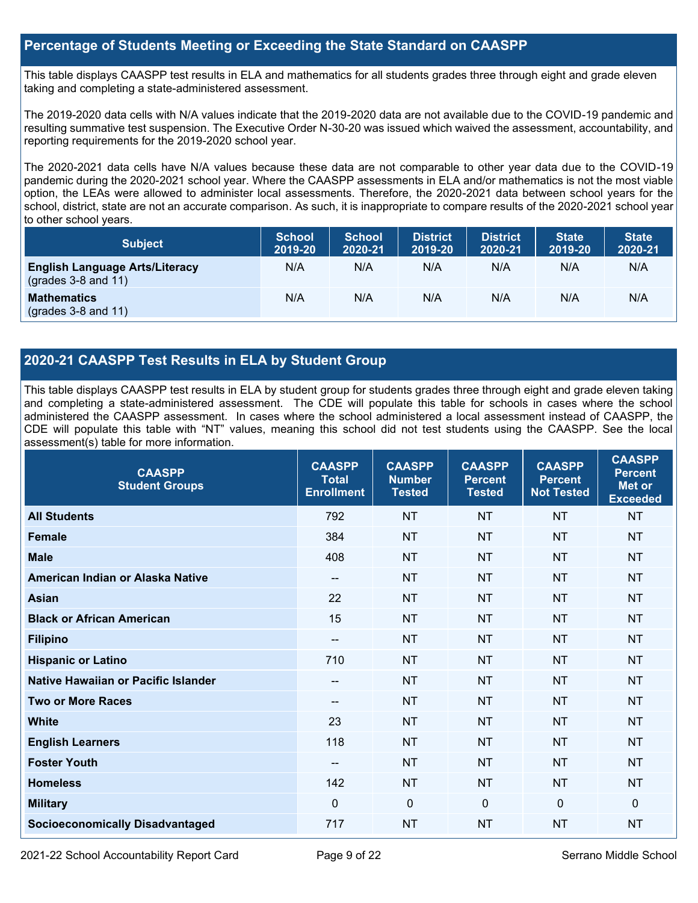## Percentage of Students Meeting or Exceeding the State Standard on CAASPP

This table displays CAASPP test results in ELA and mathematics for all students grades three through eight and grade eleven taking and completing a state-administered assessment.

The 2019-2020 data cells with N/A values indicate that the 2019-2020 data are not available due to the COVID-19 pandemic and resulting summative test suspension. The Executive Order N-30-20 was issued which waived the assessment, accountability, and reporting requirements for the 2019-2020 school year.

The 2020-2021 data cells have N/A values because these data are not comparable to other year data due to the COVID-19 pandemic during the 2020-2021 school year. Where the CAASPP assessments in ELA and/or mathematics is not the most viable option, the LEAs were allowed to administer local assessments. Therefore, the 2020-2021 data between school years for the school, district, state are not an accurate comparison. As such, it is inappropriate to compare results of the 2020-2021 school year to other school years.

| Subject | School 2019-20 | School 2020-21 | District 2019-20 | District 2020-21 | State 2019-20 | State 2020-21 |
|---|---|---|---|---|---|---|
| **English Language Arts/Literacy** (grades 3-8 and 11) | N/A | N/A | N/A | N/A | N/A | N/A |
| **Mathematics** (grades 3-8 and 11) | N/A | N/A | N/A | N/A | N/A | N/A |

## 2020-21 CAASPP Test Results in ELA by Student Group

This table displays CAASPP test results in ELA by student group for students grades three through eight and grade eleven taking and completing a state-administered assessment. The CDE will populate this table for schools in cases where the school administered the CAASPP assessment. In cases where the school administered a local assessment instead of CAASPP, the CDE will populate this table with "NT" values, meaning this school did not test students using the CAASPP. See the local assessment(s) table for more information.

| CAASPP Student Groups | CAASPP Total Enrollment | CAASPP Number Tested | CAASPP Percent Tested | CAASPP Percent Not Tested | CAASPP Percent Met or Exceeded |
|---|---|---|---|---|---|
| **All Students** | 792 | NT | NT | NT | NT |
| **Female** | 384 | NT | NT | NT | NT |
| **Male** | 408 | NT | NT | NT | NT |
| **American Indian or Alaska Native** | -- | NT | NT | NT | NT |
| **Asian** | 22 | NT | NT | NT | NT |
| **Black or African American** | 15 | NT | NT | NT | NT |
| **Filipino** | -- | NT | NT | NT | NT |
| **Hispanic or Latino** | 710 | NT | NT | NT | NT |
| **Native Hawaiian or Pacific Islander** | -- | NT | NT | NT | NT |
| **Two or More Races** | -- | NT | NT | NT | NT |
| **White** | 23 | NT | NT | NT | NT |
| **English Learners** | 118 | NT | NT | NT | NT |
| **Foster Youth** | -- | NT | NT | NT | NT |
| **Homeless** | 142 | NT | NT | NT | NT |
| **Military** | 0 | 0 | 0 | 0 | 0 |
| **Socioeconomically Disadvantaged** | 717 | NT | NT | NT | NT |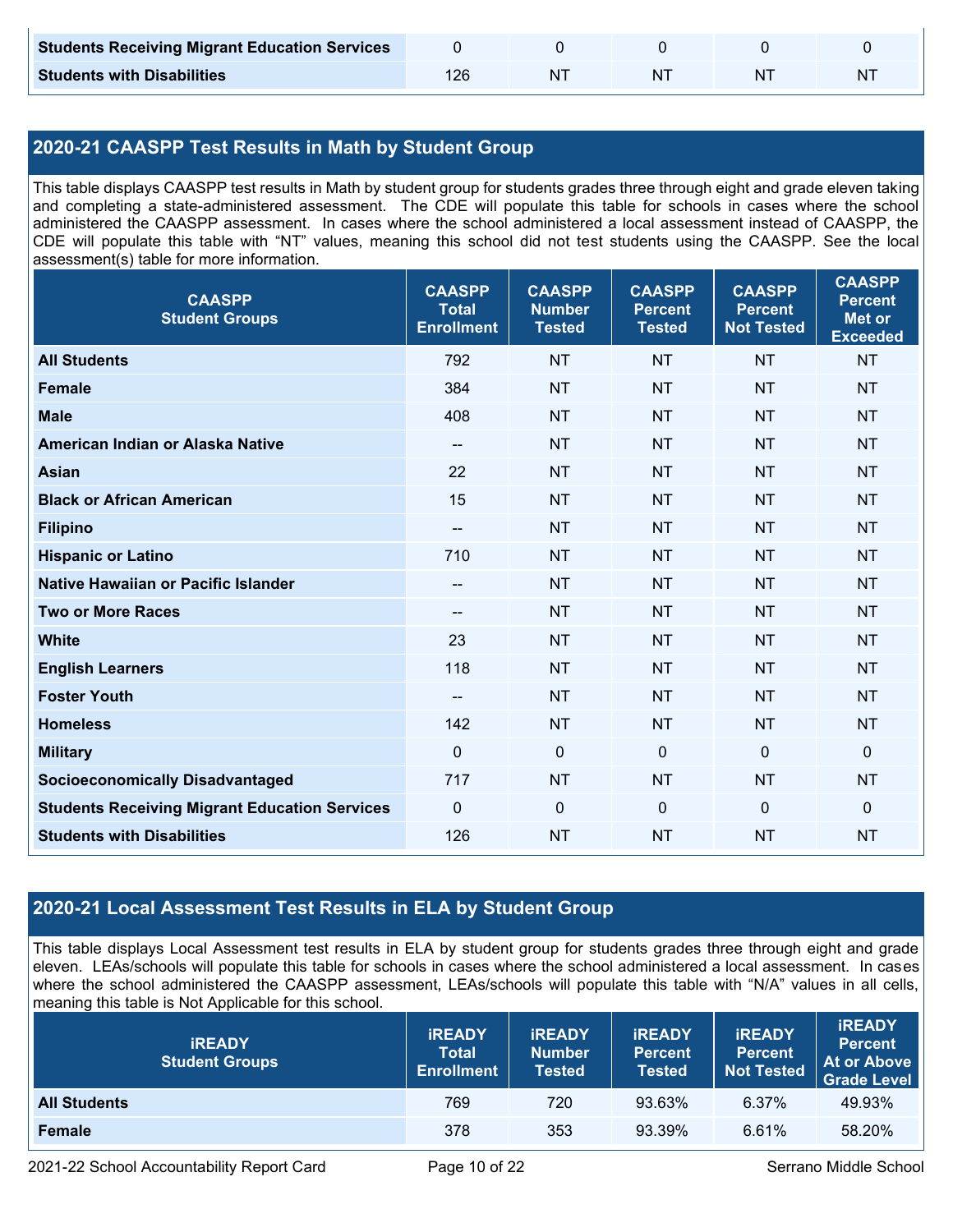| | | | | | |
|---|---|---|---|---|---|
| **Students Receiving Migrant Education Services** | 0 | 0 | 0 | 0 | 0 |
| **Students with Disabilities** | 126 | NT | NT | NT | NT |

## 2020-21 CAASPP Test Results in Math by Student Group

This table displays CAASPP test results in Math by student group for students grades three through eight and grade eleven taking and completing a state-administered assessment. The CDE will populate this table for schools in cases where the school administered the CAASPP assessment. In cases where the school administered a local assessment instead of CAASPP, the CDE will populate this table with "NT" values, meaning this school did not test students using the CAASPP. See the local assessment(s) table for more information.

| CAASPP Student Groups | CAASPP Total Enrollment | CAASPP Number Tested | CAASPP Percent Tested | CAASPP Percent Not Tested | CAASPP Percent Met or Exceeded |
|---|---|---|---|---|---|
| **All Students** | 792 | NT | NT | NT | NT |
| **Female** | 384 | NT | NT | NT | NT |
| **Male** | 408 | NT | NT | NT | NT |
| **American Indian or Alaska Native** | -- | NT | NT | NT | NT |
| **Asian** | 22 | NT | NT | NT | NT |
| **Black or African American** | 15 | NT | NT | NT | NT |
| **Filipino** | -- | NT | NT | NT | NT |
| **Hispanic or Latino** | 710 | NT | NT | NT | NT |
| **Native Hawaiian or Pacific Islander** | -- | NT | NT | NT | NT |
| **Two or More Races** | -- | NT | NT | NT | NT |
| **White** | 23 | NT | NT | NT | NT |
| **English Learners** | 118 | NT | NT | NT | NT |
| **Foster Youth** | -- | NT | NT | NT | NT |
| **Homeless** | 142 | NT | NT | NT | NT |
| **Military** | 0 | 0 | 0 | 0 | 0 |
| **Socioeconomically Disadvantaged** | 717 | NT | NT | NT | NT |
| **Students Receiving Migrant Education Services** | 0 | 0 | 0 | 0 | 0 |
| **Students with Disabilities** | 126 | NT | NT | NT | NT |

## 2020-21 Local Assessment Test Results in ELA by Student Group

This table displays Local Assessment test results in ELA by student group for students grades three through eight and grade eleven. LEAs/schools will populate this table for schools in cases where the school administered a local assessment. In cases where the school administered the CAASPP assessment, LEAs/schools will populate this table with "N/A" values in all cells, meaning this table is Not Applicable for this school.

| iREADY Student Groups | iREADY Total Enrollment | iREADY Number Tested | iREADY Percent Tested | iREADY Percent Not Tested | iREADY Percent At or Above Grade Level |
|---|---|---|---|---|---|
| **All Students** | 769 | 720 | 93.63% | 6.37% | 49.93% |
| **Female** | 378 | 353 | 93.39% | 6.61% | 58.20% |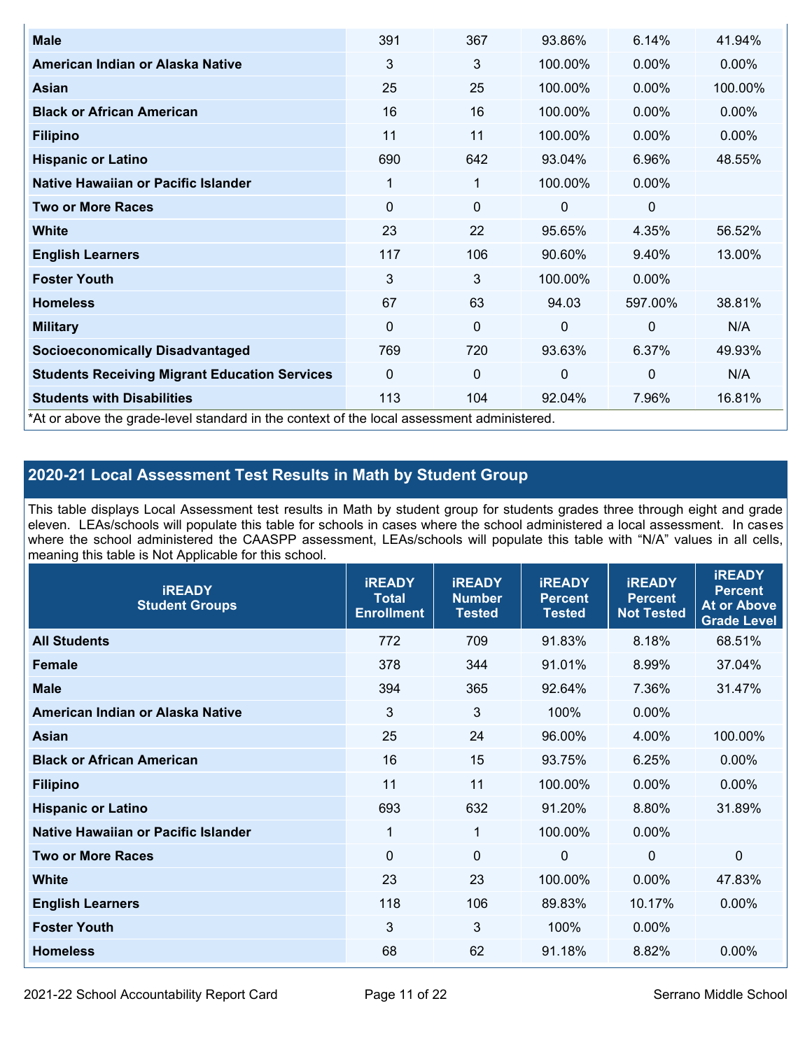| Male | 391 | 367 | 93.86% | 6.14% | 41.94% |
|---|---|---|---|---|---|
| American Indian or Alaska Native | 3 | 3 | 100.00% | 0.00% | 0.00% |
| Asian | 25 | 25 | 100.00% | 0.00% | 100.00% |
| Black or African American | 16 | 16 | 100.00% | 0.00% | 0.00% |
| Filipino | 11 | 11 | 100.00% | 0.00% | 0.00% |
| Hispanic or Latino | 690 | 642 | 93.04% | 6.96% | 48.55% |
| Native Hawaiian or Pacific Islander | 1 | 1 | 100.00% | 0.00% | |
| Two or More Races | 0 | 0 | 0 | 0 | |
| White | 23 | 22 | 95.65% | 4.35% | 56.52% |
| English Learners | 117 | 106 | 90.60% | 9.40% | 13.00% |
| Foster Youth | 3 | 3 | 100.00% | 0.00% | |
| Homeless | 67 | 63 | 94.03 | 597.00% | 38.81% |
| Military | 0 | 0 | 0 | 0 | N/A |
| Socioeconomically Disadvantaged | 769 | 720 | 93.63% | 6.37% | 49.93% |
| Students Receiving Migrant Education Services | 0 | 0 | 0 | 0 | N/A |
| Students with Disabilities | 113 | 104 | 92.04% | 7.96% | 16.81% |

*At or above the grade-level standard in the context of the local assessment administered.

## 2020-21 Local Assessment Test Results in Math by Student Group

This table displays Local Assessment test results in Math by student group for students grades three through eight and grade eleven. LEAs/schools will populate this table for schools in cases where the school administered a local assessment. In cases where the school administered the CAASPP assessment, LEAs/schools will populate this table with "N/A" values in all cells, meaning this table is Not Applicable for this school.

| iREADY Student Groups | iREADY Total Enrollment | iREADY Number Tested | iREADY Percent Tested | iREADY Percent Not Tested | iREADY Percent At or Above Grade Level |
|---|---|---|---|---|---|
| All Students | 772 | 709 | 91.83% | 8.18% | 68.51% |
| Female | 378 | 344 | 91.01% | 8.99% | 37.04% |
| Male | 394 | 365 | 92.64% | 7.36% | 31.47% |
| American Indian or Alaska Native | 3 | 3 | 100% | 0.00% | |
| Asian | 25 | 24 | 96.00% | 4.00% | 100.00% |
| Black or African American | 16 | 15 | 93.75% | 6.25% | 0.00% |
| Filipino | 11 | 11 | 100.00% | 0.00% | 0.00% |
| Hispanic or Latino | 693 | 632 | 91.20% | 8.80% | 31.89% |
| Native Hawaiian or Pacific Islander | 1 | 1 | 100.00% | 0.00% | |
| Two or More Races | 0 | 0 | 0 | 0 | 0 |
| White | 23 | 23 | 100.00% | 0.00% | 47.83% |
| English Learners | 118 | 106 | 89.83% | 10.17% | 0.00% |
| Foster Youth | 3 | 3 | 100% | 0.00% | |
| Homeless | 68 | 62 | 91.18% | 8.82% | 0.00% |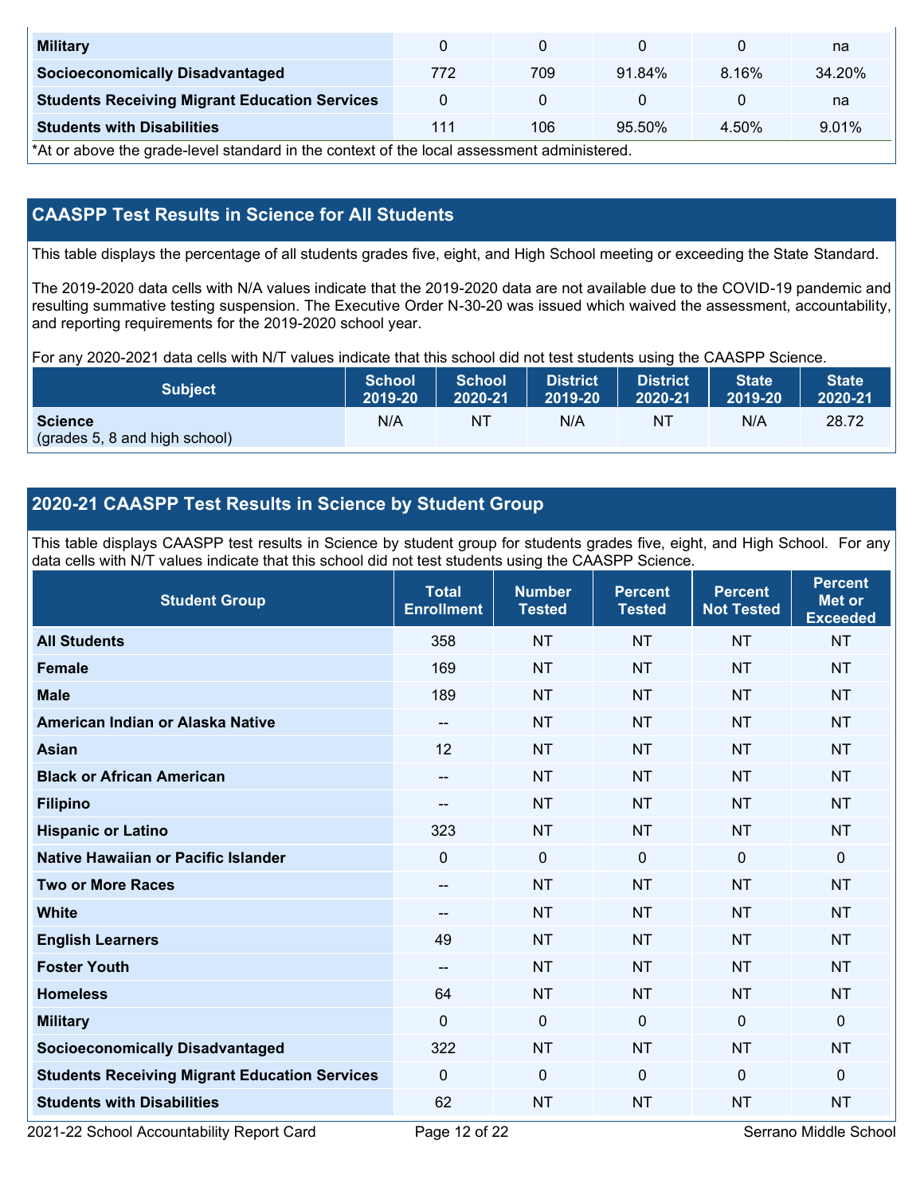| Military | 0 | 0 | 0 | 0 | na |
|---|---|---|---|---|---|
| Socioeconomically Disadvantaged | 772 | 709 | 91.84% | 8.16% | 34.20% |
| Students Receiving Migrant Education Services | 0 | 0 | 0 | 0 | na |
| Students with Disabilities | 111 | 106 | 95.50% | 4.50% | 9.01% |

*At or above the grade-level standard in the context of the local assessment administered.

## CAASPP Test Results in Science for All Students

This table displays the percentage of all students grades five, eight, and High School meeting or exceeding the State Standard.

The 2019-2020 data cells with N/A values indicate that the 2019-2020 data are not available due to the COVID-19 pandemic and resulting summative testing suspension. The Executive Order N-30-20 was issued which waived the assessment, accountability, and reporting requirements for the 2019-2020 school year.

For any 2020-2021 data cells with N/T values indicate that this school did not test students using the CAASPP Science.

| Subject | School 2019-20 | School 2020-21 | District 2019-20 | District 2020-21 | State 2019-20 | State 2020-21 |
|---|---|---|---|---|---|---|
| **Science** (grades 5, 8 and high school) | N/A | NT | N/A | NT | N/A | 28.72 |

## 2020-21 CAASPP Test Results in Science by Student Group

This table displays CAASPP test results in Science by student group for students grades five, eight, and High School. For any data cells with N/T values indicate that this school did not test students using the CAASPP Science.

| Student Group | Total Enrollment | Number Tested | Percent Tested | Percent Not Tested | Percent Met or Exceeded |
|---|---|---|---|---|---|
| All Students | 358 | NT | NT | NT | NT |
| Female | 169 | NT | NT | NT | NT |
| Male | 189 | NT | NT | NT | NT |
| American Indian or Alaska Native | -- | NT | NT | NT | NT |
| Asian | 12 | NT | NT | NT | NT |
| Black or African American | -- | NT | NT | NT | NT |
| Filipino | -- | NT | NT | NT | NT |
| Hispanic or Latino | 323 | NT | NT | NT | NT |
| Native Hawaiian or Pacific Islander | 0 | 0 | 0 | 0 | 0 |
| Two or More Races | -- | NT | NT | NT | NT |
| White | -- | NT | NT | NT | NT |
| English Learners | 49 | NT | NT | NT | NT |
| Foster Youth | -- | NT | NT | NT | NT |
| Homeless | 64 | NT | NT | NT | NT |
| Military | 0 | 0 | 0 | 0 | 0 |
| Socioeconomically Disadvantaged | 322 | NT | NT | NT | NT |
| Students Receiving Migrant Education Services | 0 | 0 | 0 | 0 | 0 |
| Students with Disabilities | 62 | NT | NT | NT | NT |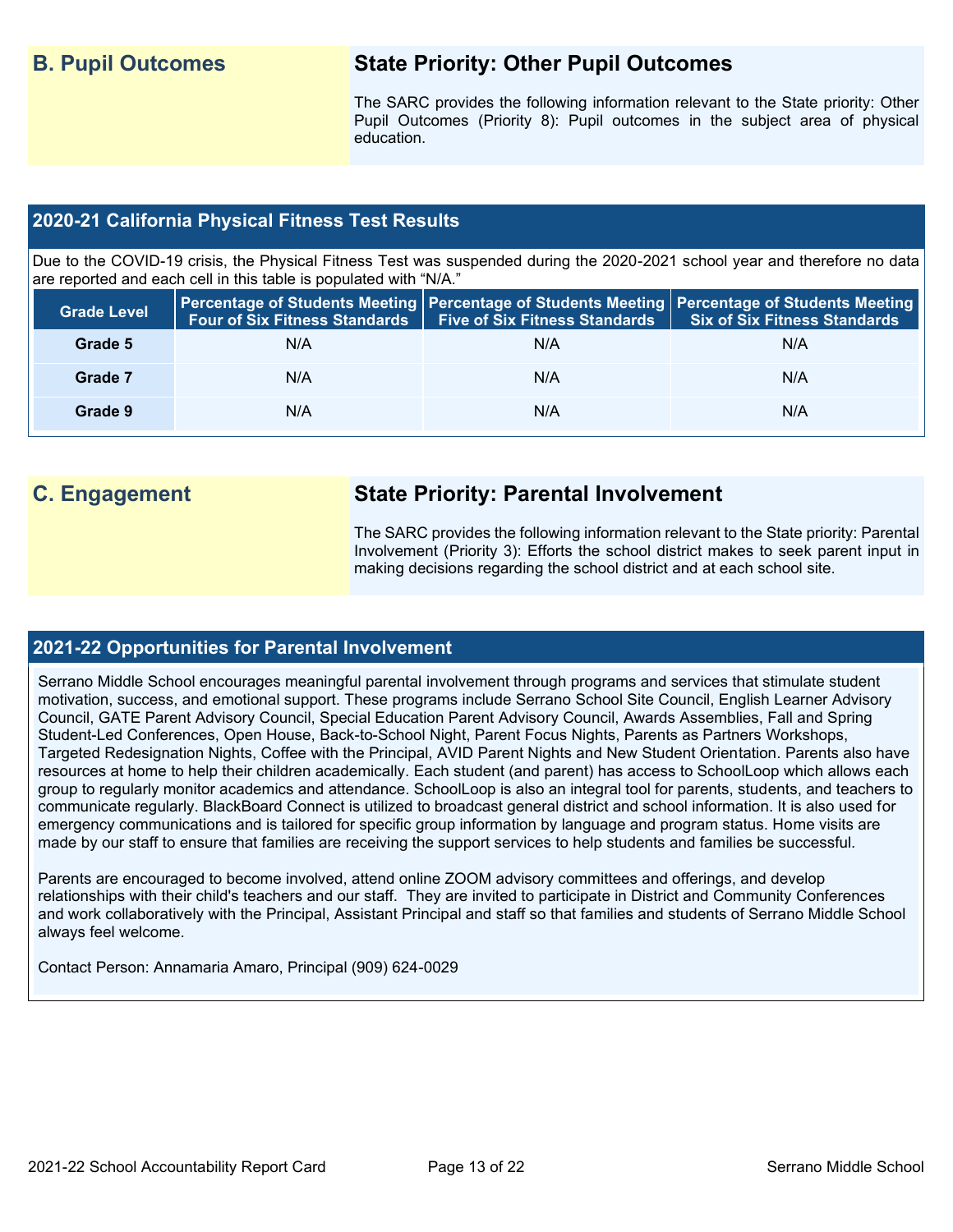## B. Pupil Outcomes

### State Priority: Other Pupil Outcomes

The SARC provides the following information relevant to the State priority: Other Pupil Outcomes (Priority 8): Pupil outcomes in the subject area of physical education.

### 2020-21 California Physical Fitness Test Results

Due to the COVID-19 crisis, the Physical Fitness Test was suspended during the 2020-2021 school year and therefore no data are reported and each cell in this table is populated with "N/A."

| Grade Level | Percentage of Students Meeting Four of Six Fitness Standards | Percentage of Students Meeting Five of Six Fitness Standards | Percentage of Students Meeting Six of Six Fitness Standards |
|---|---|---|---|
| Grade 5 | N/A | N/A | N/A |
| Grade 7 | N/A | N/A | N/A |
| Grade 9 | N/A | N/A | N/A |

## C. Engagement

### State Priority: Parental Involvement

The SARC provides the following information relevant to the State priority: Parental Involvement (Priority 3): Efforts the school district makes to seek parent input in making decisions regarding the school district and at each school site.

### 2021-22 Opportunities for Parental Involvement

Serrano Middle School encourages meaningful parental involvement through programs and services that stimulate student motivation, success, and emotional support. These programs include Serrano School Site Council, English Learner Advisory Council, GATE Parent Advisory Council, Special Education Parent Advisory Council, Awards Assemblies, Fall and Spring Student-Led Conferences, Open House, Back-to-School Night, Parent Focus Nights, Parents as Partners Workshops, Targeted Redesignation Nights, Coffee with the Principal, AVID Parent Nights and New Student Orientation. Parents also have resources at home to help their children academically. Each student (and parent) has access to SchoolLoop which allows each group to regularly monitor academics and attendance. SchoolLoop is also an integral tool for parents, students, and teachers to communicate regularly. BlackBoard Connect is utilized to broadcast general district and school information. It is also used for emergency communications and is tailored for specific group information by language and program status. Home visits are made by our staff to ensure that families are receiving the support services to help students and families be successful.

Parents are encouraged to become involved, attend online ZOOM advisory committees and offerings, and develop relationships with their child's teachers and our staff. They are invited to participate in District and Community Conferences and work collaboratively with the Principal, Assistant Principal and staff so that families and students of Serrano Middle School always feel welcome.

Contact Person: Annamaria Amaro, Principal (909) 624-0029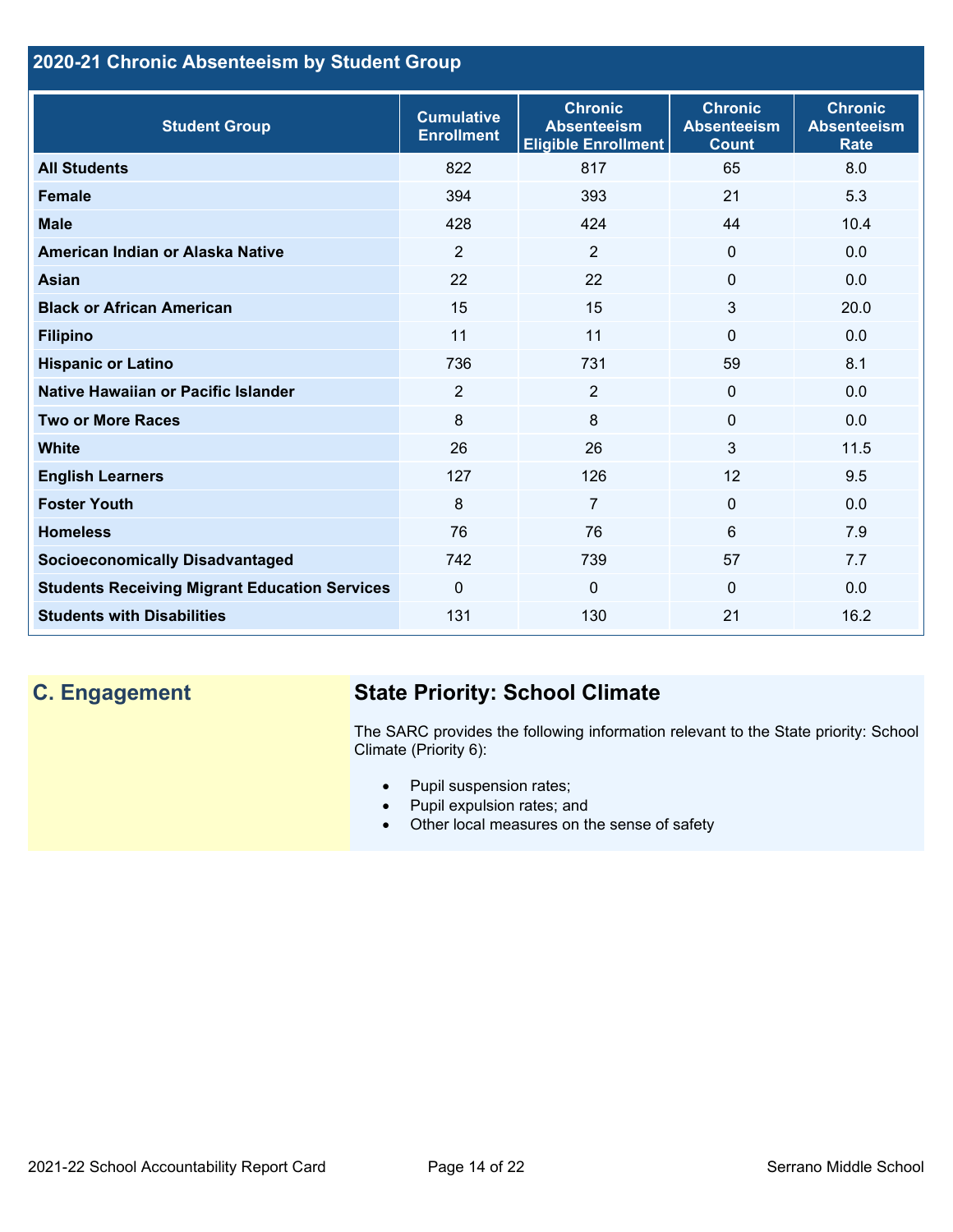## 2020-21 Chronic Absenteeism by Student Group

| Student Group | Cumulative Enrollment | Chronic Absenteeism Eligible Enrollment | Chronic Absenteeism Count | Chronic Absenteeism Rate |
|---|---|---|---|---|
| **All Students** | 822 | 817 | 65 | 8.0 |
| **Female** | 394 | 393 | 21 | 5.3 |
| **Male** | 428 | 424 | 44 | 10.4 |
| **American Indian or Alaska Native** | 2 | 2 | 0 | 0.0 |
| **Asian** | 22 | 22 | 0 | 0.0 |
| **Black or African American** | 15 | 15 | 3 | 20.0 |
| **Filipino** | 11 | 11 | 0 | 0.0 |
| **Hispanic or Latino** | 736 | 731 | 59 | 8.1 |
| **Native Hawaiian or Pacific Islander** | 2 | 2 | 0 | 0.0 |
| **Two or More Races** | 8 | 8 | 0 | 0.0 |
| **White** | 26 | 26 | 3 | 11.5 |
| **English Learners** | 127 | 126 | 12 | 9.5 |
| **Foster Youth** | 8 | 7 | 0 | 0.0 |
| **Homeless** | 76 | 76 | 6 | 7.9 |
| **Socioeconomically Disadvantaged** | 742 | 739 | 57 | 7.7 |
| **Students Receiving Migrant Education Services** | 0 | 0 | 0 | 0.0 |
| **Students with Disabilities** | 131 | 130 | 21 | 16.2 |

## C. Engagement

### State Priority: School Climate

The SARC provides the following information relevant to the State priority: School Climate (Priority 6):

- Pupil suspension rates;
- Pupil expulsion rates; and
- Other local measures on the sense of safety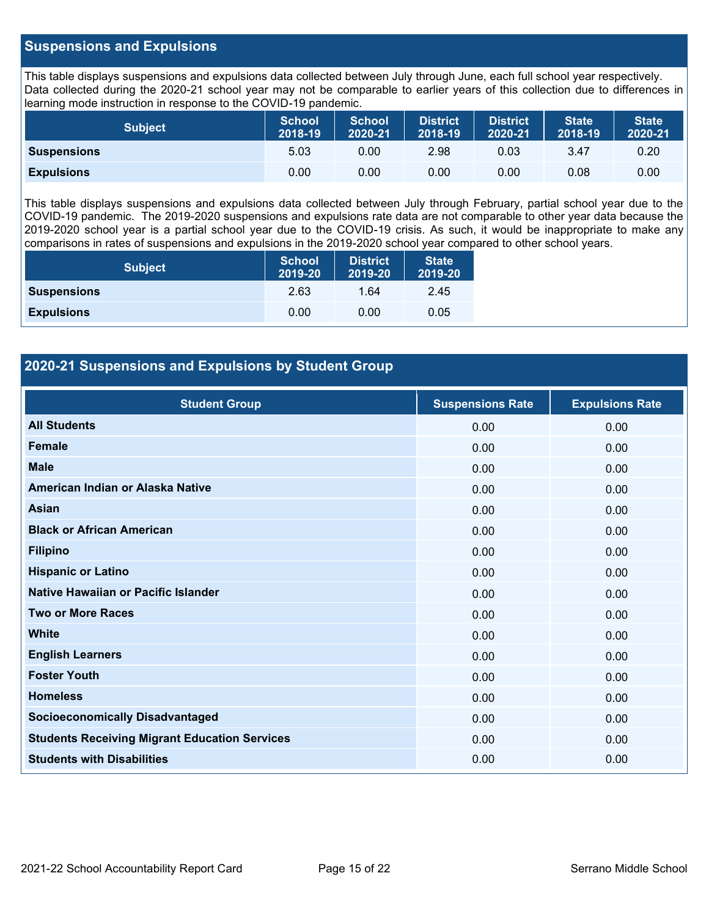## Suspensions and Expulsions

This table displays suspensions and expulsions data collected between July through June, each full school year respectively. Data collected during the 2020-21 school year may not be comparable to earlier years of this collection due to differences in learning mode instruction in response to the COVID-19 pandemic.

| Subject | School 2018-19 | School 2020-21 | District 2018-19 | District 2020-21 | State 2018-19 | State 2020-21 |
|---|---|---|---|---|---|---|
| **Suspensions** | 5.03 | 0.00 | 2.98 | 0.03 | 3.47 | 0.20 |
| **Expulsions** | 0.00 | 0.00 | 0.00 | 0.00 | 0.08 | 0.00 |

This table displays suspensions and expulsions data collected between July through February, partial school year due to the COVID-19 pandemic. The 2019-2020 suspensions and expulsions rate data are not comparable to other year data because the 2019-2020 school year is a partial school year due to the COVID-19 crisis. As such, it would be inappropriate to make any comparisons in rates of suspensions and expulsions in the 2019-2020 school year compared to other school years.

| Subject | School 2019-20 | District 2019-20 | State 2019-20 |
|---|---|---|---|
| **Suspensions** | 2.63 | 1.64 | 2.45 |
| **Expulsions** | 0.00 | 0.00 | 0.05 |

## 2020-21 Suspensions and Expulsions by Student Group

| Student Group | Suspensions Rate | Expulsions Rate |
|---|---|---|
| **All Students** | 0.00 | 0.00 |
| **Female** | 0.00 | 0.00 |
| **Male** | 0.00 | 0.00 |
| **American Indian or Alaska Native** | 0.00 | 0.00 |
| **Asian** | 0.00 | 0.00 |
| **Black or African American** | 0.00 | 0.00 |
| **Filipino** | 0.00 | 0.00 |
| **Hispanic or Latino** | 0.00 | 0.00 |
| **Native Hawaiian or Pacific Islander** | 0.00 | 0.00 |
| **Two or More Races** | 0.00 | 0.00 |
| **White** | 0.00 | 0.00 |
| **English Learners** | 0.00 | 0.00 |
| **Foster Youth** | 0.00 | 0.00 |
| **Homeless** | 0.00 | 0.00 |
| **Socioeconomically Disadvantaged** | 0.00 | 0.00 |
| **Students Receiving Migrant Education Services** | 0.00 | 0.00 |
| **Students with Disabilities** | 0.00 | 0.00 |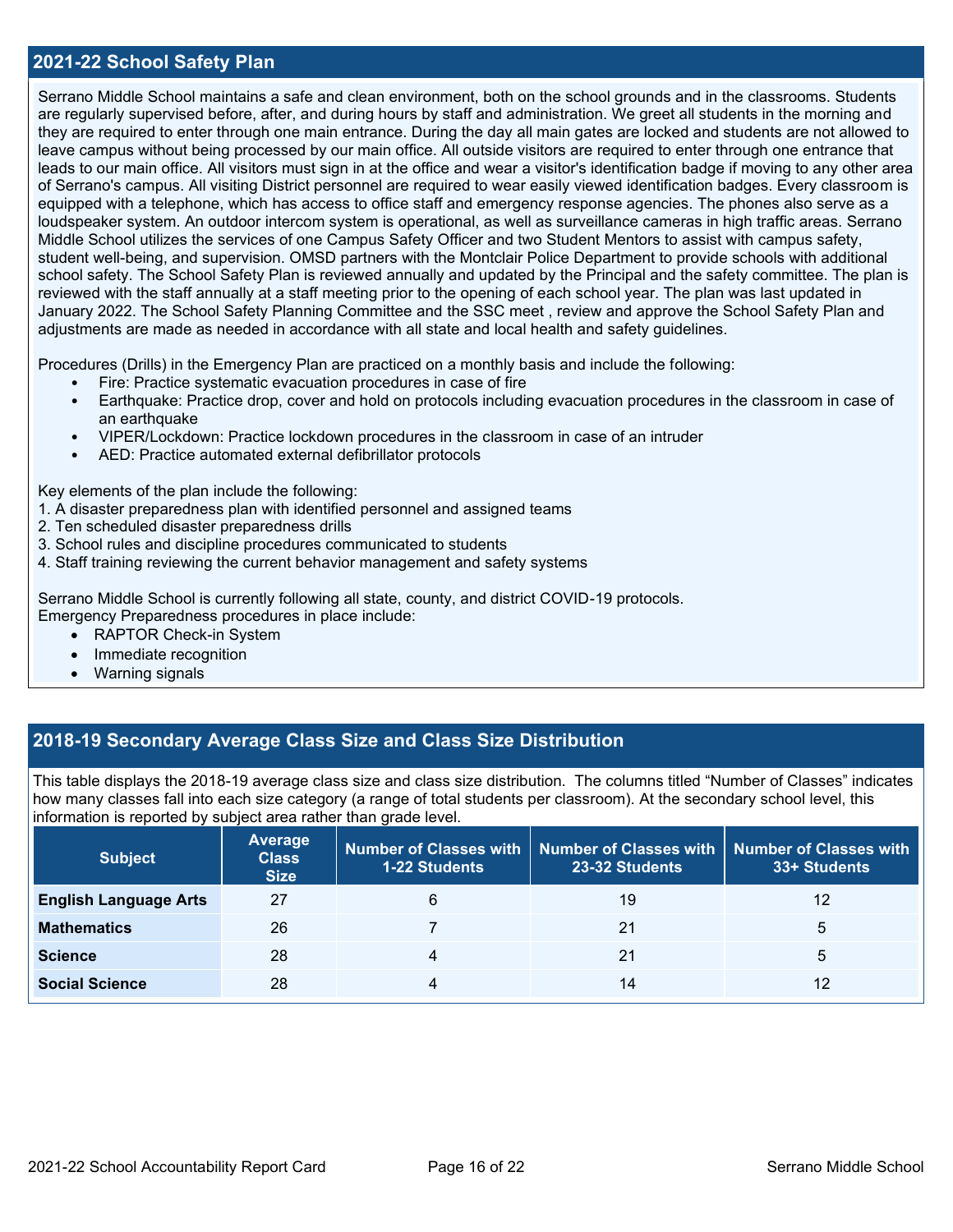## 2021-22 School Safety Plan

Serrano Middle School maintains a safe and clean environment, both on the school grounds and in the classrooms. Students are regularly supervised before, after, and during hours by staff and administration. We greet all students in the morning and they are required to enter through one main entrance. During the day all main gates are locked and students are not allowed to leave campus without being processed by our main office. All outside visitors are required to enter through one entrance that leads to our main office. All visitors must sign in at the office and wear a visitor's identification badge if moving to any other area of Serrano's campus. All visiting District personnel are required to wear easily viewed identification badges. Every classroom is equipped with a telephone, which has access to office staff and emergency response agencies. The phones also serve as a loudspeaker system. An outdoor intercom system is operational, as well as surveillance cameras in high traffic areas. Serrano Middle School utilizes the services of one Campus Safety Officer and two Student Mentors to assist with campus safety, student well-being, and supervision. OMSD partners with the Montclair Police Department to provide schools with additional school safety. The School Safety Plan is reviewed annually and updated by the Principal and the safety committee. The plan is reviewed with the staff annually at a staff meeting prior to the opening of each school year. The plan was last updated in January 2022. The School Safety Planning Committee and the SSC meet , review and approve the School Safety Plan and adjustments are made as needed in accordance with all state and local health and safety guidelines.

Procedures (Drills) in the Emergency Plan are practiced on a monthly basis and include the following:

- Fire: Practice systematic evacuation procedures in case of fire
- Earthquake: Practice drop, cover and hold on protocols including evacuation procedures in the classroom in case of an earthquake
- VIPER/Lockdown: Practice lockdown procedures in the classroom in case of an intruder
- AED: Practice automated external defibrillator protocols

Key elements of the plan include the following:

1. A disaster preparedness plan with identified personnel and assigned teams
2. Ten scheduled disaster preparedness drills
3. School rules and discipline procedures communicated to students
4. Staff training reviewing the current behavior management and safety systems

Serrano Middle School is currently following all state, county, and district COVID-19 protocols.
Emergency Preparedness procedures in place include:

- RAPTOR Check-in System
- Immediate recognition
- Warning signals

## 2018-19 Secondary Average Class Size and Class Size Distribution

This table displays the 2018-19 average class size and class size distribution. The columns titled "Number of Classes" indicates how many classes fall into each size category (a range of total students per classroom). At the secondary school level, this information is reported by subject area rather than grade level.

| Subject | Average Class Size | Number of Classes with 1-22 Students | Number of Classes with 23-32 Students | Number of Classes with 33+ Students |
|---|---|---|---|---|
| **English Language Arts** | 27 | 6 | 19 | 12 |
| **Mathematics** | 26 | 7 | 21 | 5 |
| **Science** | 28 | 4 | 21 | 5 |
| **Social Science** | 28 | 4 | 14 | 12 |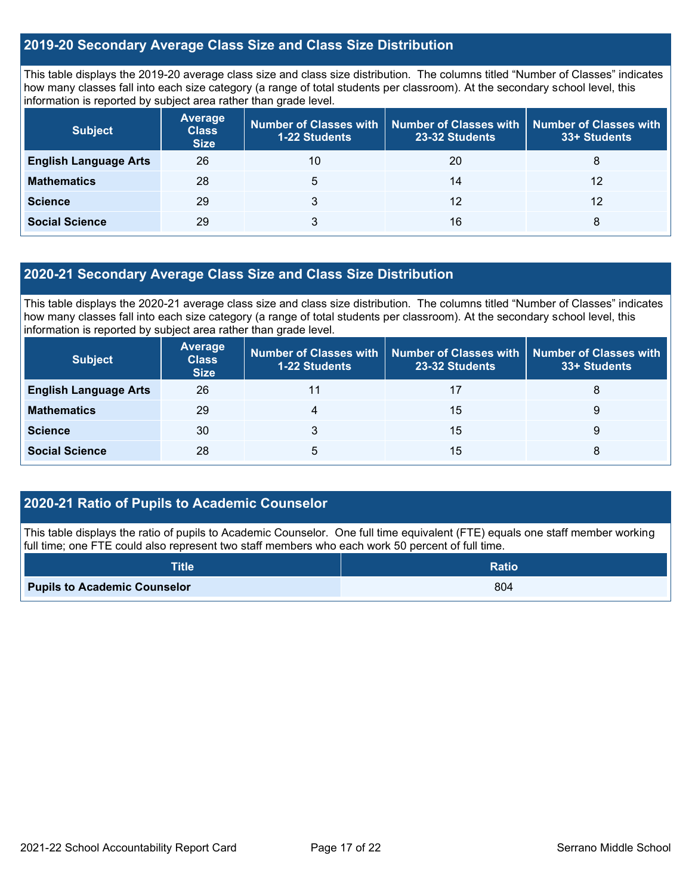## 2019-20 Secondary Average Class Size and Class Size Distribution

This table displays the 2019-20 average class size and class size distribution. The columns titled "Number of Classes" indicates how many classes fall into each size category (a range of total students per classroom). At the secondary school level, this information is reported by subject area rather than grade level.

| Subject | Average Class Size | Number of Classes with 1-22 Students | Number of Classes with 23-32 Students | Number of Classes with 33+ Students |
|---|---|---|---|---|
| English Language Arts | 26 | 10 | 20 | 8 |
| Mathematics | 28 | 5 | 14 | 12 |
| Science | 29 | 3 | 12 | 12 |
| Social Science | 29 | 3 | 16 | 8 |

## 2020-21 Secondary Average Class Size and Class Size Distribution

This table displays the 2020-21 average class size and class size distribution. The columns titled "Number of Classes" indicates how many classes fall into each size category (a range of total students per classroom). At the secondary school level, this information is reported by subject area rather than grade level.

| Subject | Average Class Size | Number of Classes with 1-22 Students | Number of Classes with 23-32 Students | Number of Classes with 33+ Students |
|---|---|---|---|---|
| English Language Arts | 26 | 11 | 17 | 8 |
| Mathematics | 29 | 4 | 15 | 9 |
| Science | 30 | 3 | 15 | 9 |
| Social Science | 28 | 5 | 15 | 8 |

## 2020-21 Ratio of Pupils to Academic Counselor

This table displays the ratio of pupils to Academic Counselor. One full time equivalent (FTE) equals one staff member working full time; one FTE could also represent two staff members who each work 50 percent of full time.

| Title | Ratio |
|---|---|
| Pupils to Academic Counselor | 804 |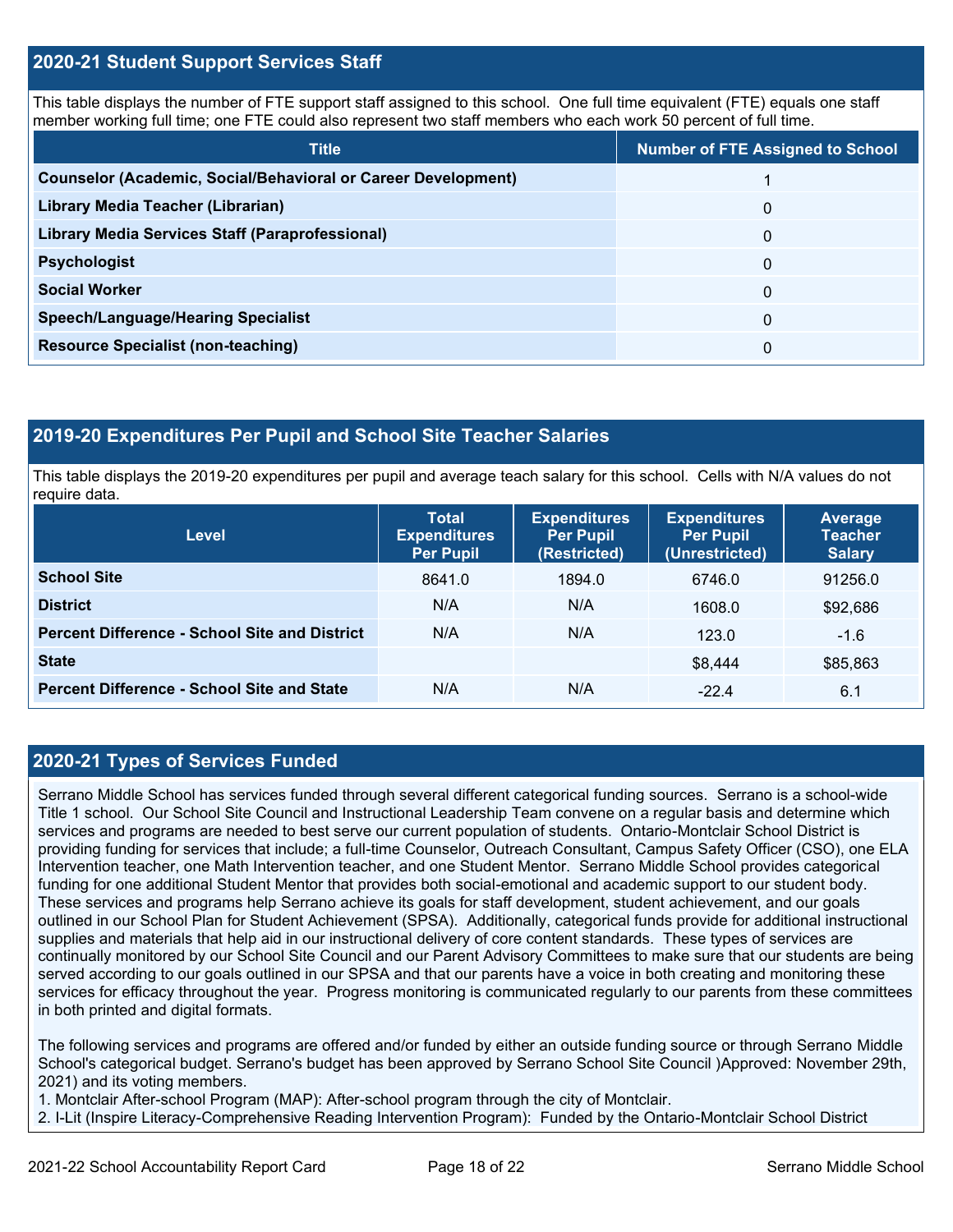## 2020-21 Student Support Services Staff

This table displays the number of FTE support staff assigned to this school. One full time equivalent (FTE) equals one staff member working full time; one FTE could also represent two staff members who each work 50 percent of full time.

| Title | Number of FTE Assigned to School |
|---|---|
| **Counselor (Academic, Social/Behavioral or Career Development)** | 1 |
| **Library Media Teacher (Librarian)** | 0 |
| **Library Media Services Staff (Paraprofessional)** | 0 |
| **Psychologist** | 0 |
| **Social Worker** | 0 |
| **Speech/Language/Hearing Specialist** | 0 |
| **Resource Specialist (non-teaching)** | 0 |

## 2019-20 Expenditures Per Pupil and School Site Teacher Salaries

This table displays the 2019-20 expenditures per pupil and average teach salary for this school. Cells with N/A values do not require data.

| Level | Total Expenditures Per Pupil | Expenditures Per Pupil (Restricted) | Expenditures Per Pupil (Unrestricted) | Average Teacher Salary |
|---|---|---|---|---|
| **School Site** | 8641.0 | 1894.0 | 6746.0 | 91256.0 |
| **District** | N/A | N/A | 1608.0 | $92,686 |
| **Percent Difference - School Site and District** | N/A | N/A | 123.0 | -1.6 |
| **State** | | | $8,444 | $85,863 |
| **Percent Difference - School Site and State** | N/A | N/A | -22.4 | 6.1 |

## 2020-21 Types of Services Funded

Serrano Middle School has services funded through several different categorical funding sources. Serrano is a school-wide Title 1 school. Our School Site Council and Instructional Leadership Team convene on a regular basis and determine which services and programs are needed to best serve our current population of students. Ontario-Montclair School District is providing funding for services that include; a full-time Counselor, Outreach Consultant, Campus Safety Officer (CSO), one ELA Intervention teacher, one Math Intervention teacher, and one Student Mentor. Serrano Middle School provides categorical funding for one additional Student Mentor that provides both social-emotional and academic support to our student body. These services and programs help Serrano achieve its goals for staff development, student achievement, and our goals outlined in our School Plan for Student Achievement (SPSA). Additionally, categorical funds provide for additional instructional supplies and materials that help aid in our instructional delivery of core content standards. These types of services are continually monitored by our School Site Council and our Parent Advisory Committees to make sure that our students are being served according to our goals outlined in our SPSA and that our parents have a voice in both creating and monitoring these services for efficacy throughout the year. Progress monitoring is communicated regularly to our parents from these committees in both printed and digital formats.

The following services and programs are offered and/or funded by either an outside funding source or through Serrano Middle School's categorical budget. Serrano's budget has been approved by Serrano School Site Council )Approved: November 29th, 2021) and its voting members.

1. Montclair After-school Program (MAP): After-school program through the city of Montclair.
2. I-Lit (Inspire Literacy-Comprehensive Reading Intervention Program): Funded by the Ontario-Montclair School District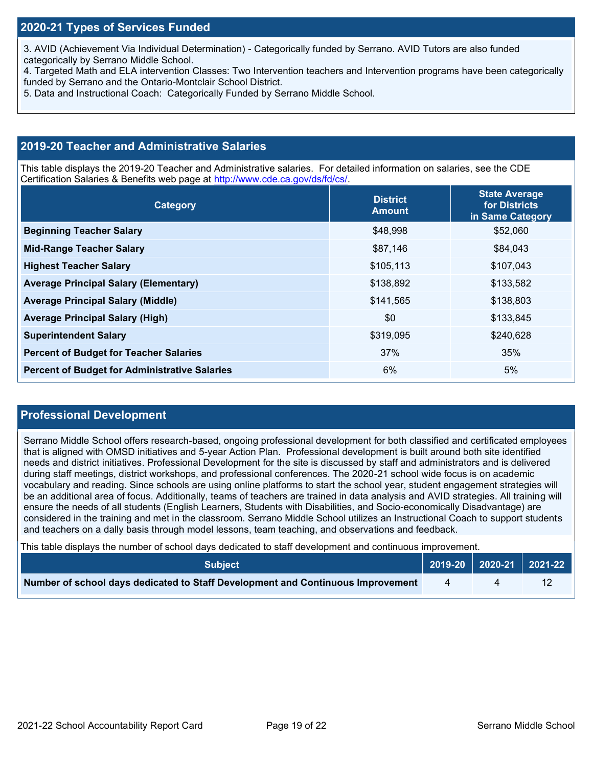## 2020-21 Types of Services Funded

3. AVID (Achievement Via Individual Determination) - Categorically funded by Serrano. AVID Tutors are also funded categorically by Serrano Middle School.
4. Targeted Math and ELA intervention Classes: Two Intervention teachers and Intervention programs have been categorically funded by Serrano and the Ontario-Montclair School District.
5. Data and Instructional Coach: Categorically Funded by Serrano Middle School.

## 2019-20 Teacher and Administrative Salaries

This table displays the 2019-20 Teacher and Administrative salaries. For detailed information on salaries, see the CDE Certification Salaries & Benefits web page at http://www.cde.ca.gov/ds/fd/cs/.

| Category | District Amount | State Average for Districts in Same Category |
|---|---|---|
| **Beginning Teacher Salary** | $48,998 | $52,060 |
| **Mid-Range Teacher Salary** | $87,146 | $84,043 |
| **Highest Teacher Salary** | $105,113 | $107,043 |
| **Average Principal Salary (Elementary)** | $138,892 | $133,582 |
| **Average Principal Salary (Middle)** | $141,565 | $138,803 |
| **Average Principal Salary (High)** | $0 | $133,845 |
| **Superintendent Salary** | $319,095 | $240,628 |
| **Percent of Budget for Teacher Salaries** | 37% | 35% |
| **Percent of Budget for Administrative Salaries** | 6% | 5% |

## Professional Development

Serrano Middle School offers research-based, ongoing professional development for both classified and certificated employees that is aligned with OMSD initiatives and 5-year Action Plan. Professional development is built around both site identified needs and district initiatives. Professional Development for the site is discussed by staff and administrators and is delivered during staff meetings, district workshops, and professional conferences. The 2020-21 school wide focus is on academic vocabulary and reading. Since schools are using online platforms to start the school year, student engagement strategies will be an additional area of focus. Additionally, teams of teachers are trained in data analysis and AVID strategies. All training will ensure the needs of all students (English Learners, Students with Disabilities, and Socio-economically Disadvantage) are considered in the training and met in the classroom. Serrano Middle School utilizes an Instructional Coach to support students and teachers on a daily basis through model lessons, team teaching, and observations and feedback.

This table displays the number of school days dedicated to staff development and continuous improvement.

| Subject | 2019-20 | 2020-21 | 2021-22 |
|---|---|---|---|
| **Number of school days dedicated to Staff Development and Continuous Improvement** | 4 | 4 | 12 |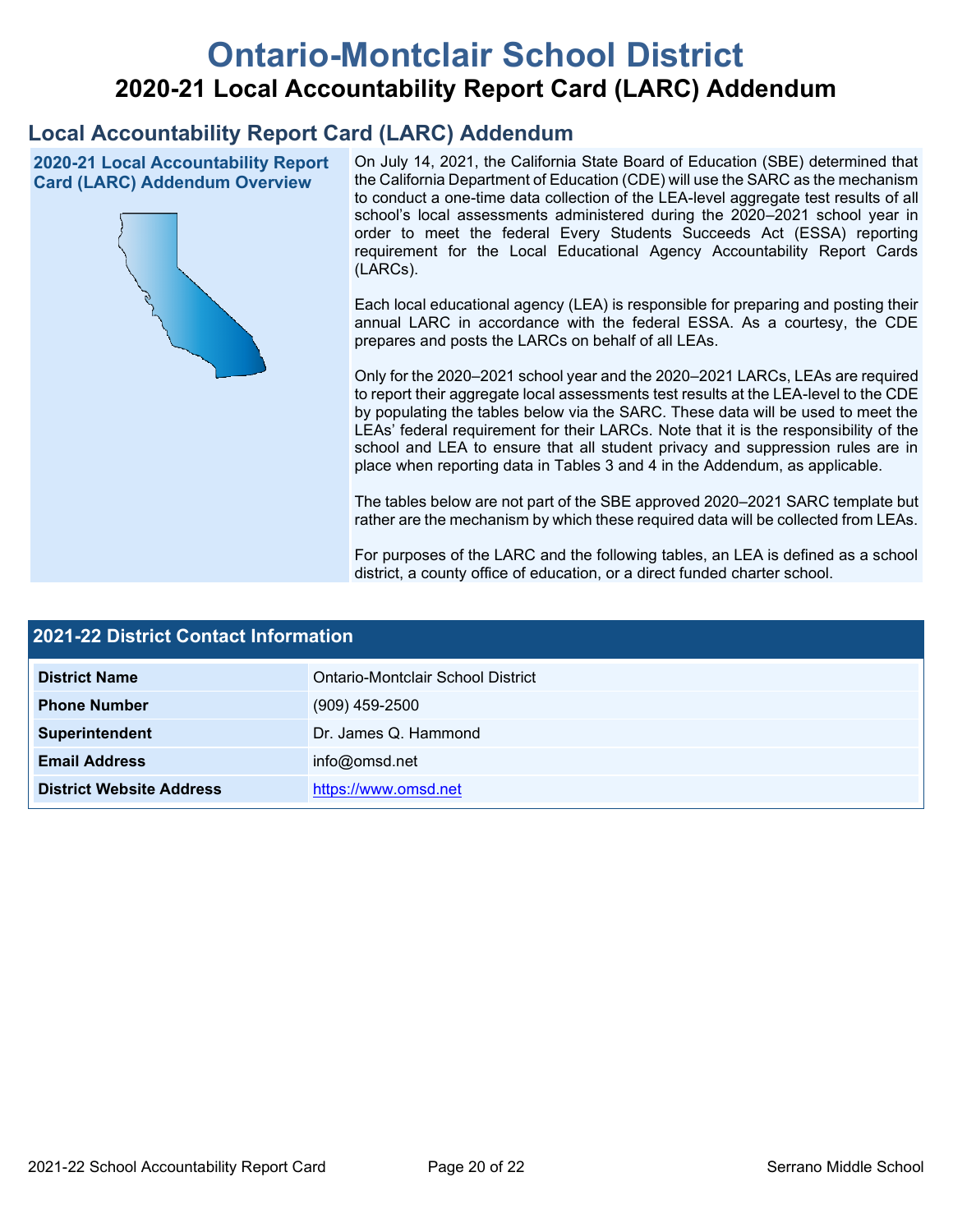# Ontario-Montclair School District

## 2020-21 Local Accountability Report Card (LARC) Addendum

## Local Accountability Report Card (LARC) Addendum

### 2020-21 Local Accountability Report Card (LARC) Addendum Overview

On July 14, 2021, the California State Board of Education (SBE) determined that the California Department of Education (CDE) will use the SARC as the mechanism to conduct a one-time data collection of the LEA-level aggregate test results of all school's local assessments administered during the 2020–2021 school year in order to meet the federal Every Students Succeeds Act (ESSA) reporting requirement for the Local Educational Agency Accountability Report Cards (LARCs).

Each local educational agency (LEA) is responsible for preparing and posting their annual LARC in accordance with the federal ESSA. As a courtesy, the CDE prepares and posts the LARCs on behalf of all LEAs.

Only for the 2020–2021 school year and the 2020–2021 LARCs, LEAs are required to report their aggregate local assessments test results at the LEA-level to the CDE by populating the tables below via the SARC. These data will be used to meet the LEAs' federal requirement for their LARCs. Note that it is the responsibility of the school and LEA to ensure that all student privacy and suppression rules are in place when reporting data in Tables 3 and 4 in the Addendum, as applicable.

The tables below are not part of the SBE approved 2020–2021 SARC template but rather are the mechanism by which these required data will be collected from LEAs.

For purposes of the LARC and the following tables, an LEA is defined as a school district, a county office of education, or a direct funded charter school.

### 2021-22 District Contact Information

| 2021-22 District Contact Information | |
|---|---|
| **District Name** | Ontario-Montclair School District |
| **Phone Number** | (909) 459-2500 |
| **Superintendent** | Dr. James Q. Hammond |
| **Email Address** | info@omsd.net |
| **District Website Address** | https://www.omsd.net |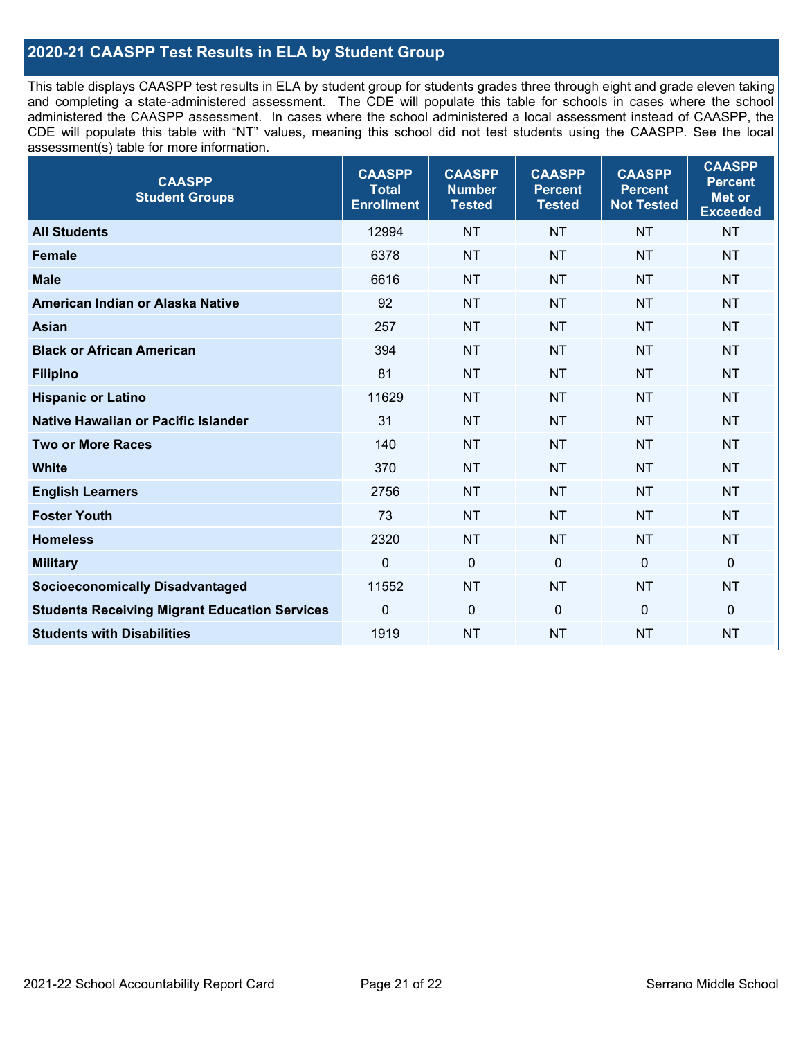## 2020-21 CAASPP Test Results in ELA by Student Group

This table displays CAASPP test results in ELA by student group for students grades three through eight and grade eleven taking and completing a state-administered assessment. The CDE will populate this table for schools in cases where the school administered the CAASPP assessment. In cases where the school administered a local assessment instead of CAASPP, the CDE will populate this table with "NT" values, meaning this school did not test students using the CAASPP. See the local assessment(s) table for more information.

| CAASPP Student Groups | CAASPP Total Enrollment | CAASPP Number Tested | CAASPP Percent Tested | CAASPP Percent Not Tested | CAASPP Percent Met or Exceeded |
|---|---|---|---|---|---|
| **All Students** | 12994 | NT | NT | NT | NT |
| **Female** | 6378 | NT | NT | NT | NT |
| **Male** | 6616 | NT | NT | NT | NT |
| **American Indian or Alaska Native** | 92 | NT | NT | NT | NT |
| **Asian** | 257 | NT | NT | NT | NT |
| **Black or African American** | 394 | NT | NT | NT | NT |
| **Filipino** | 81 | NT | NT | NT | NT |
| **Hispanic or Latino** | 11629 | NT | NT | NT | NT |
| **Native Hawaiian or Pacific Islander** | 31 | NT | NT | NT | NT |
| **Two or More Races** | 140 | NT | NT | NT | NT |
| **White** | 370 | NT | NT | NT | NT |
| **English Learners** | 2756 | NT | NT | NT | NT |
| **Foster Youth** | 73 | NT | NT | NT | NT |
| **Homeless** | 2320 | NT | NT | NT | NT |
| **Military** | 0 | 0 | 0 | 0 | 0 |
| **Socioeconomically Disadvantaged** | 11552 | NT | NT | NT | NT |
| **Students Receiving Migrant Education Services** | 0 | 0 | 0 | 0 | 0 |
| **Students with Disabilities** | 1919 | NT | NT | NT | NT |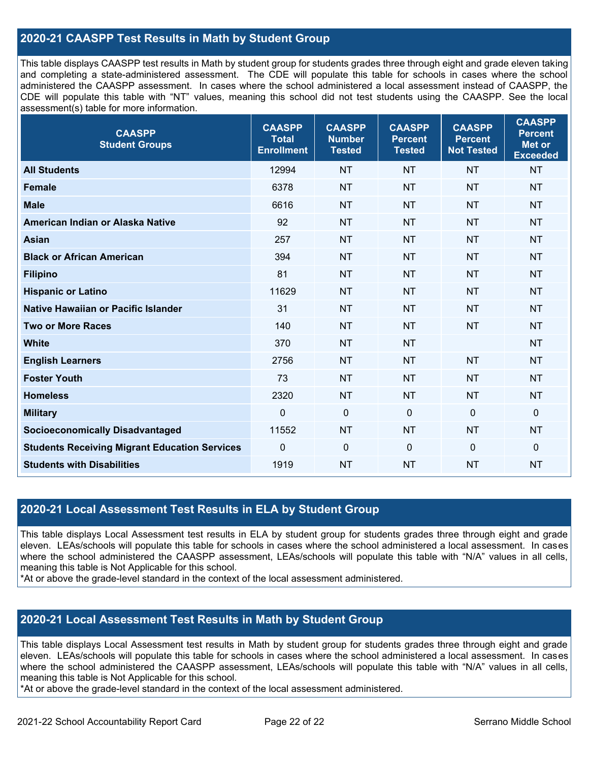## 2020-21 CAASPP Test Results in Math by Student Group

This table displays CAASPP test results in Math by student group for students grades three through eight and grade eleven taking and completing a state-administered assessment. The CDE will populate this table for schools in cases where the school administered the CAASPP assessment. In cases where the school administered a local assessment instead of CAASPP, the CDE will populate this table with "NT" values, meaning this school did not test students using the CAASPP. See the local assessment(s) table for more information.

| CAASPP Student Groups | CAASPP Total Enrollment | CAASPP Number Tested | CAASPP Percent Tested | CAASPP Percent Not Tested | CAASPP Percent Met or Exceeded |
|---|---|---|---|---|---|
| All Students | 12994 | NT | NT | NT | NT |
| Female | 6378 | NT | NT | NT | NT |
| Male | 6616 | NT | NT | NT | NT |
| American Indian or Alaska Native | 92 | NT | NT | NT | NT |
| Asian | 257 | NT | NT | NT | NT |
| Black or African American | 394 | NT | NT | NT | NT |
| Filipino | 81 | NT | NT | NT | NT |
| Hispanic or Latino | 11629 | NT | NT | NT | NT |
| Native Hawaiian or Pacific Islander | 31 | NT | NT | NT | NT |
| Two or More Races | 140 | NT | NT | NT | NT |
| White | 370 | NT | NT | | NT |
| English Learners | 2756 | NT | NT | NT | NT |
| Foster Youth | 73 | NT | NT | NT | NT |
| Homeless | 2320 | NT | NT | NT | NT |
| Military | 0 | 0 | 0 | 0 | 0 |
| Socioeconomically Disadvantaged | 11552 | NT | NT | NT | NT |
| Students Receiving Migrant Education Services | 0 | 0 | 0 | 0 | 0 |
| Students with Disabilities | 1919 | NT | NT | NT | NT |

## 2020-21 Local Assessment Test Results in ELA by Student Group

This table displays Local Assessment test results in ELA by student group for students grades three through eight and grade eleven. LEAs/schools will populate this table for schools in cases where the school administered a local assessment. In cases where the school administered the CAASPP assessment, LEAs/schools will populate this table with "N/A" values in all cells, meaning this table is Not Applicable for this school.

*At or above the grade-level standard in the context of the local assessment administered.

## 2020-21 Local Assessment Test Results in Math by Student Group

This table displays Local Assessment test results in Math by student group for students grades three through eight and grade eleven. LEAs/schools will populate this table for schools in cases where the school administered a local assessment. In cases where the school administered the CAASPP assessment, LEAs/schools will populate this table with "N/A" values in all cells, meaning this table is Not Applicable for this school.

*At or above the grade-level standard in the context of the local assessment administered.